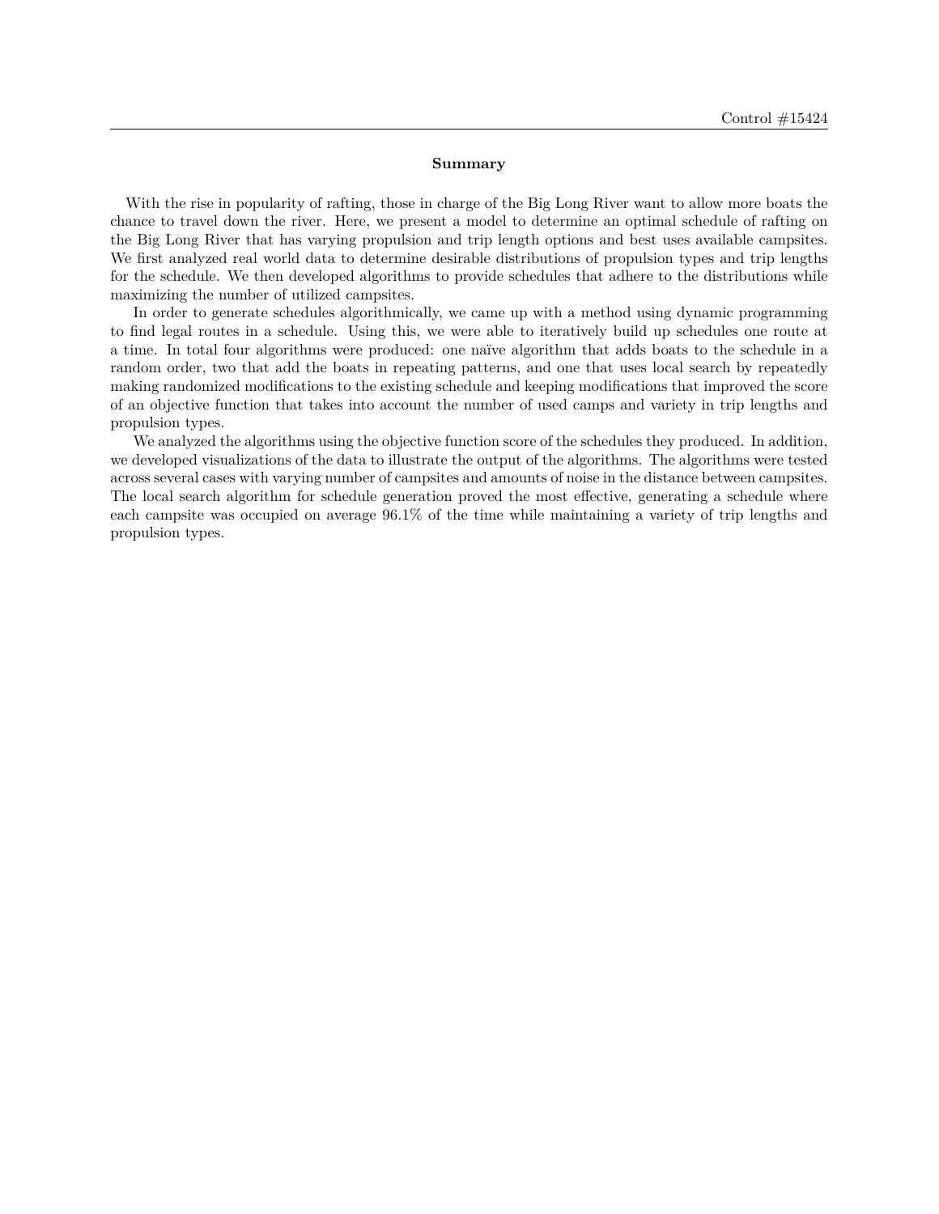## Summary

With the rise in popularity of rafting, those in charge of the Big Long River want to allow more boats the chance to travel down the river. Here, we present a model to determine an optimal schedule of rafting on the Big Long River that has varying propulsion and trip length options and best uses available campsites. We first analyzed real world data to determine desirable distributions of propulsion types and trip lengths for the schedule. We then developed algorithms to provide schedules that adhere to the distributions while maximizing the number of utilized campsites.

In order to generate schedules algorithmically, we came up with a method using dynamic programming to find legal routes in a schedule. Using this, we were able to iteratively build up schedules one route at a time. In total four algorithms were produced: one naïve algorithm that adds boats to the schedule in a random order, two that add the boats in repeating patterns, and one that uses local search by repeatedly making randomized modifications to the existing schedule and keeping modifications that improved the score of an objective function that takes into account the number of used camps and variety in trip lengths and propulsion types.

We analyzed the algorithms using the objective function score of the schedules they produced. In addition, we developed visualizations of the data to illustrate the output of the algorithms. The algorithms were tested across several cases with varying number of campsites and amounts of noise in the distance between campsites. The local search algorithm for schedule generation proved the most effective, generating a schedule where each campsite was occupied on average 96.1% of the time while maintaining a variety of trip lengths and propulsion types.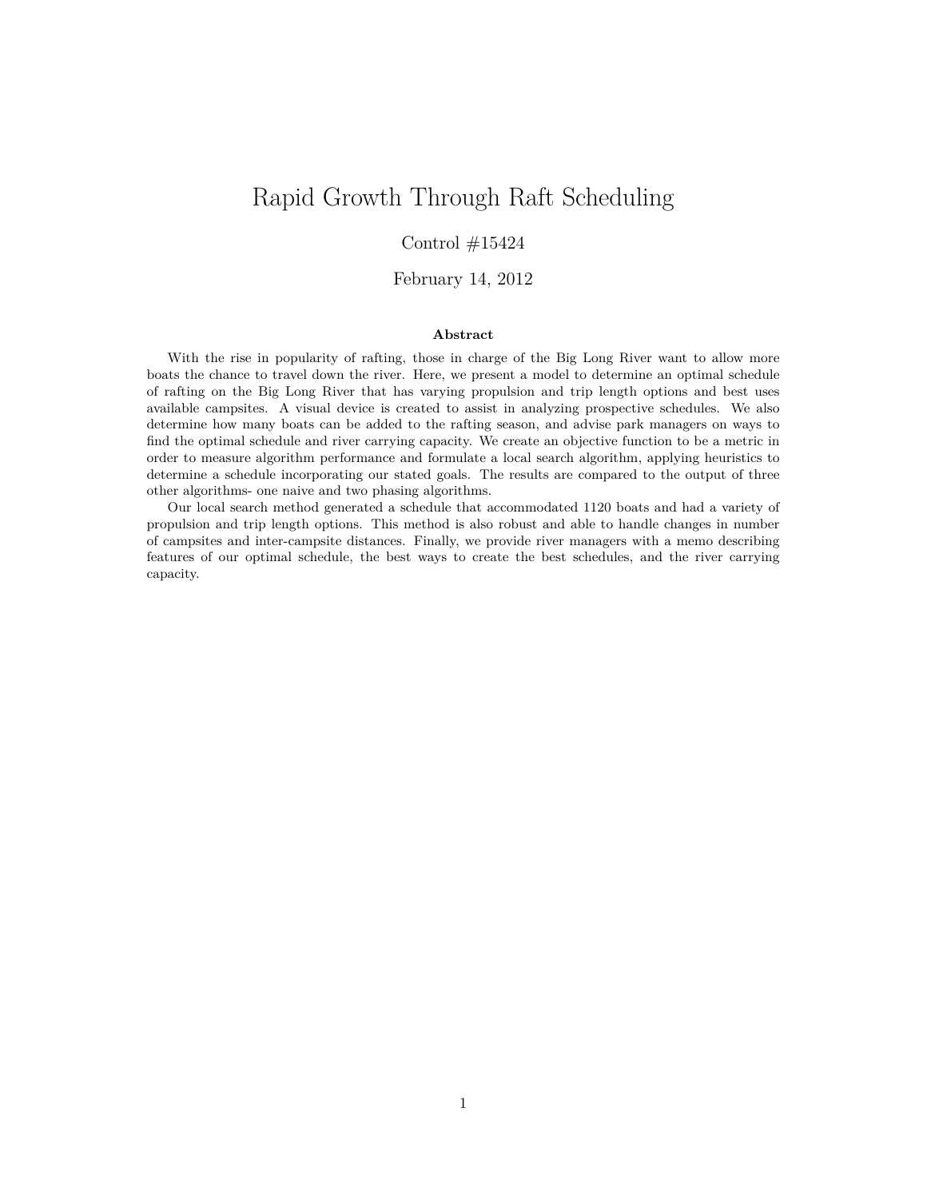# Rapid Growth Through Raft Scheduling

Control #15424

February 14, 2012

**Abstract**

With the rise in popularity of rafting, those in charge of the Big Long River want to allow more boats the chance to travel down the river. Here, we present a model to determine an optimal schedule of rafting on the Big Long River that has varying propulsion and trip length options and best uses available campsites. A visual device is created to assist in analyzing prospective schedules. We also determine how many boats can be added to the rafting season, and advise park managers on ways to find the optimal schedule and river carrying capacity. We create an objective function to be a metric in order to measure algorithm performance and formulate a local search algorithm, applying heuristics to determine a schedule incorporating our stated goals. The results are compared to the output of three other algorithms- one naive and two phasing algorithms.

Our local search method generated a schedule that accommodated 1120 boats and had a variety of propulsion and trip length options. This method is also robust and able to handle changes in number of campsites and inter-campsite distances. Finally, we provide river managers with a memo describing features of our optimal schedule, the best ways to create the best schedules, and the river carrying capacity.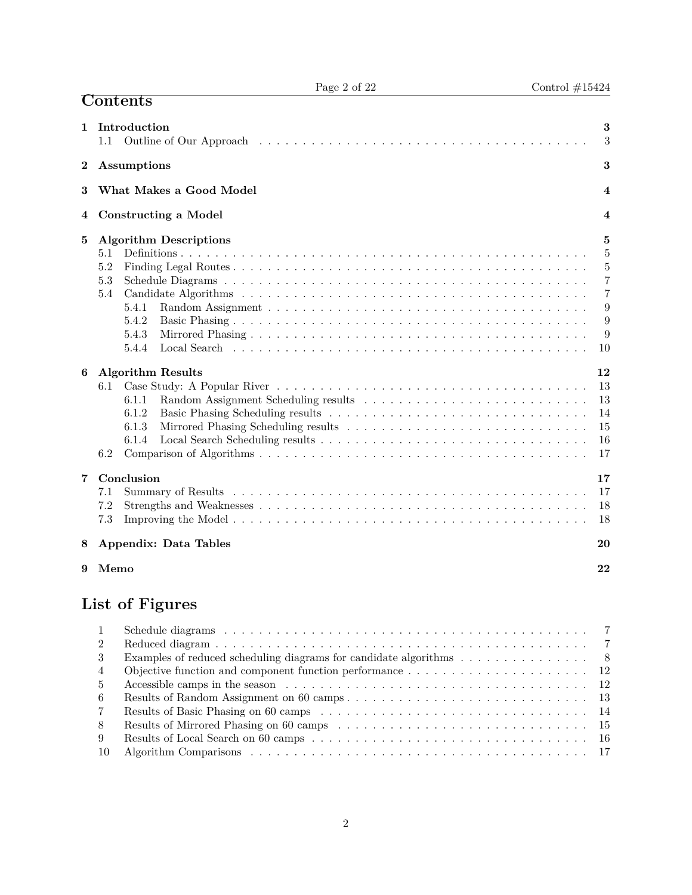# Contents

| | | |
|---|---|---|
| **1** | **Introduction** | **3** |
| | 1.1 Outline of Our Approach | 3 |
| **2** | **Assumptions** | **3** |
| **3** | **What Makes a Good Model** | **4** |
| **4** | **Constructing a Model** | **4** |
| **5** | **Algorithm Descriptions** | **5** |
| | 5.1 Definitions | 5 |
| | 5.2 Finding Legal Routes | 5 |
| | 5.3 Schedule Diagrams | 7 |
| | 5.4 Candidate Algorithms | 7 |
| | 5.4.1 Random Assignment | 9 |
| | 5.4.2 Basic Phasing | 9 |
| | 5.4.3 Mirrored Phasing | 9 |
| | 5.4.4 Local Search | 10 |
| **6** | **Algorithm Results** | **12** |
| | 6.1 Case Study: A Popular River | 13 |
| | 6.1.1 Random Assignment Scheduling results | 13 |
| | 6.1.2 Basic Phasing Scheduling results | 14 |
| | 6.1.3 Mirrored Phasing Scheduling results | 15 |
| | 6.1.4 Local Search Scheduling results | 16 |
| | 6.2 Comparison of Algorithms | 17 |
| **7** | **Conclusion** | **17** |
| | 7.1 Summary of Results | 17 |
| | 7.2 Strengths and Weaknesses | 18 |
| | 7.3 Improving the Model | 18 |
| **8** | **Appendix: Data Tables** | **20** |
| **9** | **Memo** | **22** |

# List of Figures

| | | |
|---|---|---|
| 1 | Schedule diagrams | 7 |
| 2 | Reduced diagram | 7 |
| 3 | Examples of reduced scheduling diagrams for candidate algorithms | 8 |
| 4 | Objective function and component function performance | 12 |
| 5 | Accessible camps in the season | 12 |
| 6 | Results of Random Assignment on 60 camps | 13 |
| 7 | Results of Basic Phasing on 60 camps | 14 |
| 8 | Results of Mirrored Phasing on 60 camps | 15 |
| 9 | Results of Local Search on 60 camps | 16 |
| 10 | Algorithm Comparisons | 17 |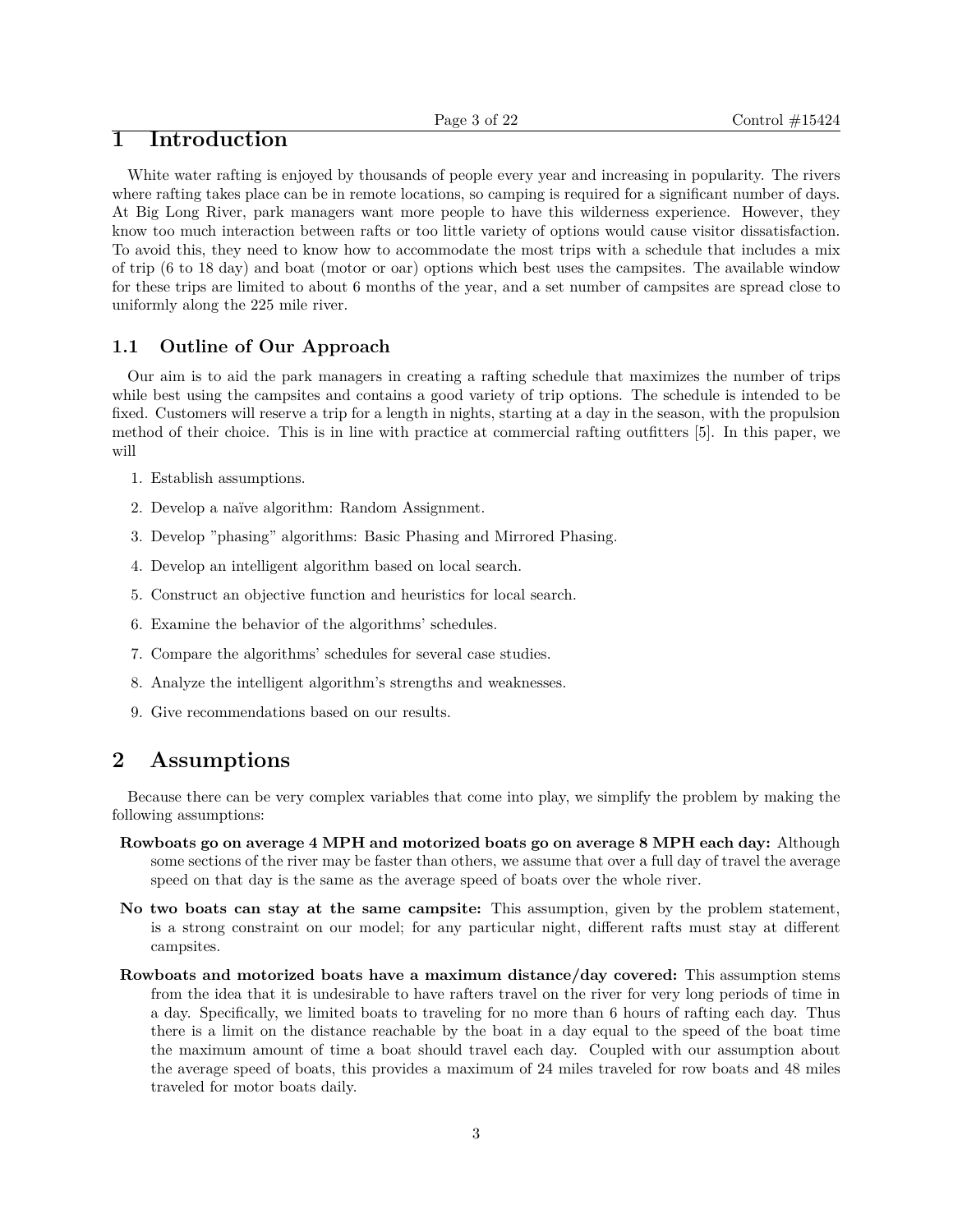# 1 Introduction

White water rafting is enjoyed by thousands of people every year and increasing in popularity. The rivers where rafting takes place can be in remote locations, so camping is required for a significant number of days. At Big Long River, park managers want more people to have this wilderness experience. However, they know too much interaction between rafts or too little variety of options would cause visitor dissatisfaction. To avoid this, they need to know how to accommodate the most trips with a schedule that includes a mix of trip (6 to 18 day) and boat (motor or oar) options which best uses the campsites. The available window for these trips are limited to about 6 months of the year, and a set number of campsites are spread close to uniformly along the 225 mile river.

## 1.1 Outline of Our Approach

Our aim is to aid the park managers in creating a rafting schedule that maximizes the number of trips while best using the campsites and contains a good variety of trip options. The schedule is intended to be fixed. Customers will reserve a trip for a length in nights, starting at a day in the season, with the propulsion method of their choice. This is in line with practice at commercial rafting outfitters [5]. In this paper, we will

1. Establish assumptions.
2. Develop a naïve algorithm: Random Assignment.
3. Develop "phasing" algorithms: Basic Phasing and Mirrored Phasing.
4. Develop an intelligent algorithm based on local search.
5. Construct an objective function and heuristics for local search.
6. Examine the behavior of the algorithms' schedules.
7. Compare the algorithms' schedules for several case studies.
8. Analyze the intelligent algorithm's strengths and weaknesses.
9. Give recommendations based on our results.

# 2 Assumptions

Because there can be very complex variables that come into play, we simplify the problem by making the following assumptions:

**Rowboats go on average 4 MPH and motorized boats go on average 8 MPH each day:** Although some sections of the river may be faster than others, we assume that over a full day of travel the average speed on that day is the same as the average speed of boats over the whole river.

**No two boats can stay at the same campsite:** This assumption, given by the problem statement, is a strong constraint on our model; for any particular night, different rafts must stay at different campsites.

**Rowboats and motorized boats have a maximum distance/day covered:** This assumption stems from the idea that it is undesirable to have rafters travel on the river for very long periods of time in a day. Specifically, we limited boats to traveling for no more than 6 hours of rafting each day. Thus there is a limit on the distance reachable by the boat in a day equal to the speed of the boat time the maximum amount of time a boat should travel each day. Coupled with our assumption about the average speed of boats, this provides a maximum of 24 miles traveled for row boats and 48 miles traveled for motor boats daily.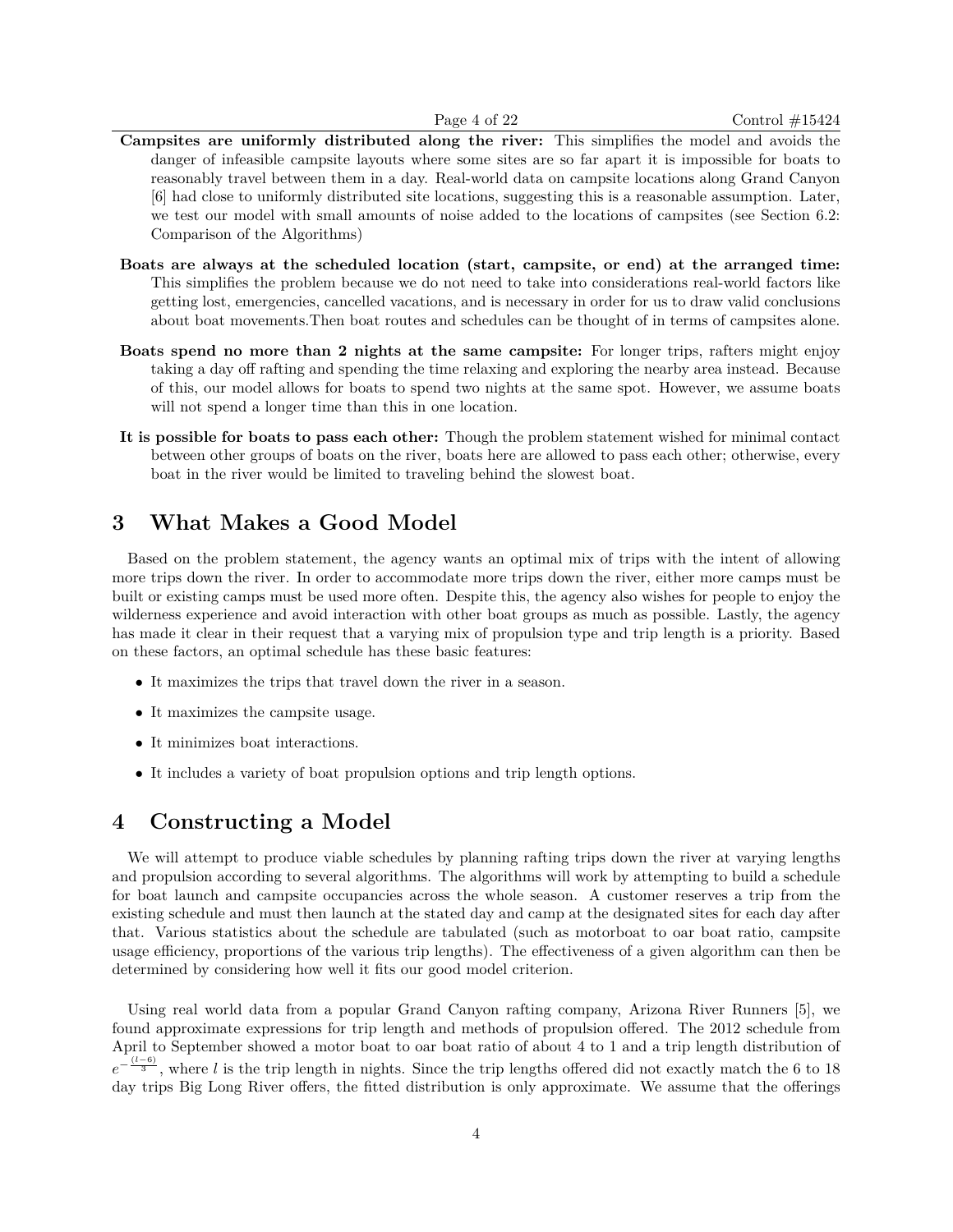**Campsites are uniformly distributed along the river:** This simplifies the model and avoids the danger of infeasible campsite layouts where some sites are so far apart it is impossible for boats to reasonably travel between them in a day. Real-world data on campsite locations along Grand Canyon [6] had close to uniformly distributed site locations, suggesting this is a reasonable assumption. Later, we test our model with small amounts of noise added to the locations of campsites (see Section 6.2: Comparison of the Algorithms)

**Boats are always at the scheduled location (start, campsite, or end) at the arranged time:** This simplifies the problem because we do not need to take into considerations real-world factors like getting lost, emergencies, cancelled vacations, and is necessary in order for us to draw valid conclusions about boat movements.Then boat routes and schedules can be thought of in terms of campsites alone.

**Boats spend no more than 2 nights at the same campsite:** For longer trips, rafters might enjoy taking a day off rafting and spending the time relaxing and exploring the nearby area instead. Because of this, our model allows for boats to spend two nights at the same spot. However, we assume boats will not spend a longer time than this in one location.

**It is possible for boats to pass each other:** Though the problem statement wished for minimal contact between other groups of boats on the river, boats here are allowed to pass each other; otherwise, every boat in the river would be limited to traveling behind the slowest boat.

## 3 What Makes a Good Model

Based on the problem statement, the agency wants an optimal mix of trips with the intent of allowing more trips down the river. In order to accommodate more trips down the river, either more camps must be built or existing camps must be used more often. Despite this, the agency also wishes for people to enjoy the wilderness experience and avoid interaction with other boat groups as much as possible. Lastly, the agency has made it clear in their request that a varying mix of propulsion type and trip length is a priority. Based on these factors, an optimal schedule has these basic features:

- It maximizes the trips that travel down the river in a season.
- It maximizes the campsite usage.
- It minimizes boat interactions.
- It includes a variety of boat propulsion options and trip length options.

## 4 Constructing a Model

We will attempt to produce viable schedules by planning rafting trips down the river at varying lengths and propulsion according to several algorithms. The algorithms will work by attempting to build a schedule for boat launch and campsite occupancies across the whole season. A customer reserves a trip from the existing schedule and must then launch at the stated day and camp at the designated sites for each day after that. Various statistics about the schedule are tabulated (such as motorboat to oar boat ratio, campsite usage efficiency, proportions of the various trip lengths). The effectiveness of a given algorithm can then be determined by considering how well it fits our good model criterion.

Using real world data from a popular Grand Canyon rafting company, Arizona River Runners [5], we found approximate expressions for trip length and methods of propulsion offered. The 2012 schedule from April to September showed a motor boat to oar boat ratio of about 4 to 1 and a trip length distribution of $e^{-\frac{(l-6)}{3}}$, where $l$ is the trip length in nights. Since the trip lengths offered did not exactly match the 6 to 18 day trips Big Long River offers, the fitted distribution is only approximate. We assume that the offerings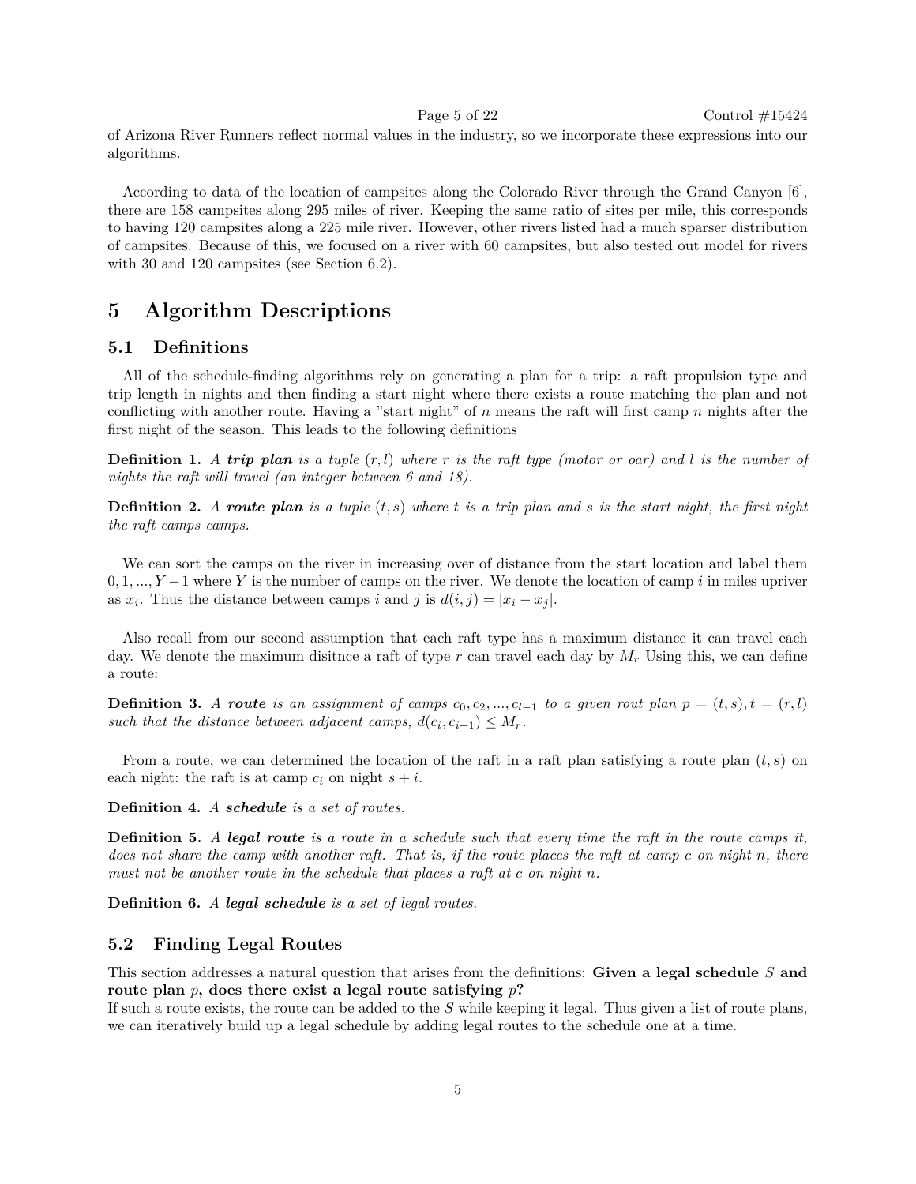of Arizona River Runners reflect normal values in the industry, so we incorporate these expressions into our algorithms.

According to data of the location of campsites along the Colorado River through the Grand Canyon [6], there are 158 campsites along 295 miles of river. Keeping the same ratio of sites per mile, this corresponds to having 120 campsites along a 225 mile river. However, other rivers listed had a much sparser distribution of campsites. Because of this, we focused on a river with 60 campsites, but also tested out model for rivers with 30 and 120 campsites (see Section 6.2).

# 5 Algorithm Descriptions

## 5.1 Definitions

All of the schedule-finding algorithms rely on generating a plan for a trip: a raft propulsion type and trip length in nights and then finding a start night where there exists a route matching the plan and not conflicting with another route. Having a "start night" of $n$ means the raft will first camp $n$ nights after the first night of the season. This leads to the following definitions

**Definition 1.** *A* ***trip plan*** *is a tuple $(r, l)$ where $r$ is the raft type (motor or oar) and $l$ is the number of nights the raft will travel (an integer between 6 and 18).*

**Definition 2.** *A* ***route plan*** *is a tuple $(t, s)$ where $t$ is a trip plan and $s$ is the start night, the first night the raft camps camps.*

We can sort the camps on the river in increasing over of distance from the start location and label them $0, 1, ..., Y-1$ where $Y$ is the number of camps on the river. We denote the location of camp $i$ in miles upriver as $x_i$. Thus the distance between camps $i$ and $j$ is $d(i, j) = |x_i - x_j|$.

Also recall from our second assumption that each raft type has a maximum distance it can travel each day. We denote the maximum disitnce a raft of type $r$ can travel each day by $M_r$ Using this, we can define a route:

**Definition 3.** *A* ***route*** *is an assignment of camps $c_0, c_2, ..., c_{l-1}$ to a given rout plan $p = (t, s), t = (r, l)$ such that the distance between adjacent camps, $d(c_i, c_{i+1}) \leq M_r$.*

From a route, we can determined the location of the raft in a raft plan satisfying a route plan $(t, s)$ on each night: the raft is at camp $c_i$ on night $s + i$.

**Definition 4.** *A* ***schedule*** *is a set of routes.*

**Definition 5.** *A* ***legal route*** *is a route in a schedule such that every time the raft in the route camps it, does not share the camp with another raft. That is, if the route places the raft at camp $c$ on night $n$, there must not be another route in the schedule that places a raft at $c$ on night $n$.*

**Definition 6.** *A* ***legal schedule*** *is a set of legal routes.*

## 5.2 Finding Legal Routes

This section addresses a natural question that arises from the definitions: **Given a legal schedule $S$ and route plan $p$, does there exist a legal route satisfying $p$?**
If such a route exists, the route can be added to the $S$ while keeping it legal. Thus given a list of route plans, we can iteratively build up a legal schedule by adding legal routes to the schedule one at a time.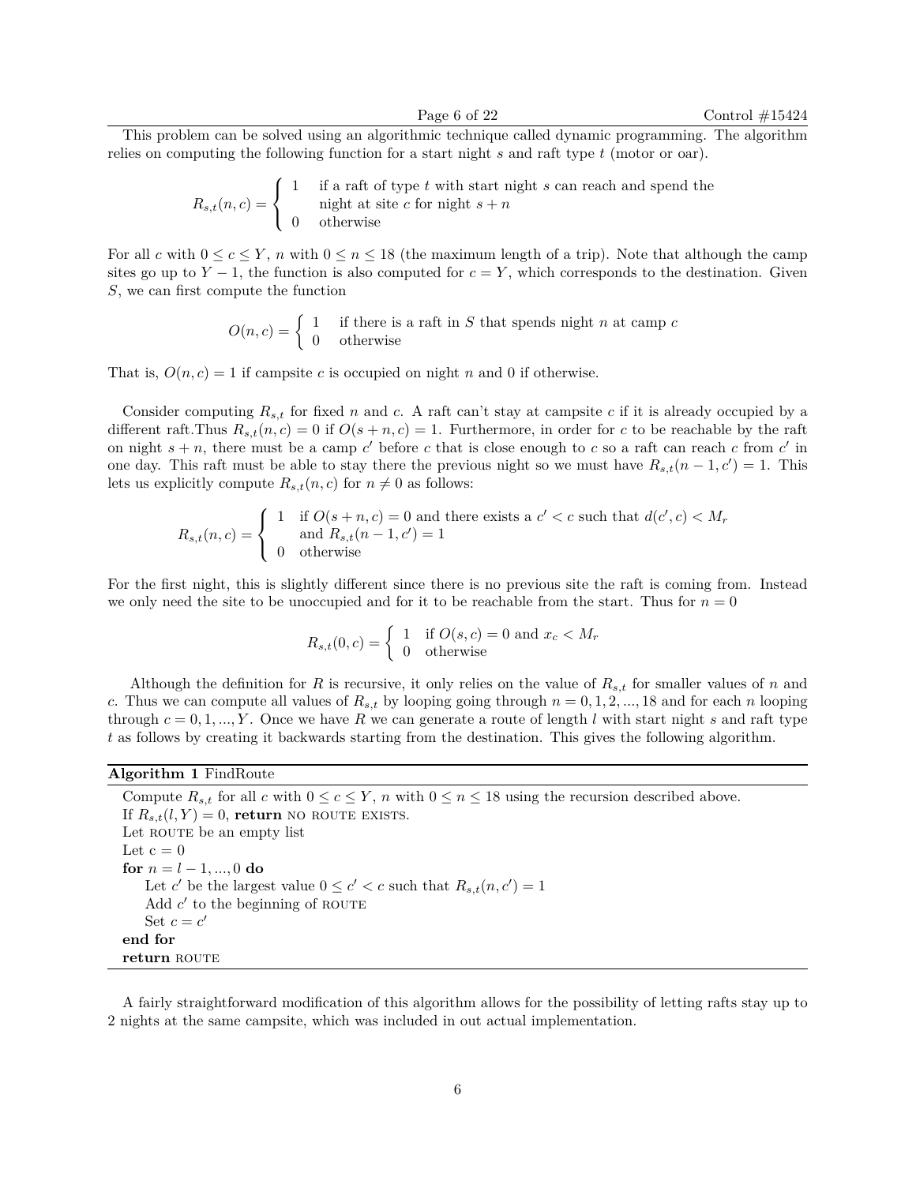This problem can be solved using an algorithmic technique called dynamic programming. The algorithm relies on computing the following function for a start night $s$ and raft type $t$ (motor or oar).

$$R_{s,t}(n,c) = \begin{cases} 1 & \text{if a raft of type } t \text{ with start night } s \text{ can reach and spend the} \\ & \text{night at site } c \text{ for night } s+n \\ 0 & \text{otherwise} \end{cases}$$

For all $c$ with $0 \leq c \leq Y$, $n$ with $0 \leq n \leq 18$ (the maximum length of a trip). Note that although the camp sites go up to $Y-1$, the function is also computed for $c = Y$, which corresponds to the destination. Given $S$, we can first compute the function

$$O(n,c) = \begin{cases} 1 & \text{if there is a raft in } S \text{ that spends night } n \text{ at camp } c \\ 0 & \text{otherwise} \end{cases}$$

That is, $O(n,c) = 1$ if campsite $c$ is occupied on night $n$ and 0 if otherwise.

Consider computing $R_{s,t}$ for fixed $n$ and $c$. A raft can't stay at campsite $c$ if it is already occupied by a different raft.Thus $R_{s,t}(n,c) = 0$ if $O(s+n,c) = 1$. Furthermore, in order for $c$ to be reachable by the raft on night $s+n$, there must be a camp $c'$ before $c$ that is close enough to $c$ so a raft can reach $c$ from $c'$ in one day. This raft must be able to stay there the previous night so we must have $R_{s,t}(n-1,c') = 1$. This lets us explicitly compute $R_{s,t}(n,c)$ for $n \neq 0$ as follows:

$$R_{s,t}(n,c) = \begin{cases} 1 & \text{if } O(s+n,c) = 0 \text{ and there exists a } c' < c \text{ such that } d(c',c) < M_r \\ & \text{and } R_{s,t}(n-1,c') = 1 \\ 0 & \text{otherwise} \end{cases}$$

For the first night, this is slightly different since there is no previous site the raft is coming from. Instead we only need the site to be unoccupied and for it to be reachable from the start. Thus for $n = 0$

$$R_{s,t}(0,c) = \begin{cases} 1 & \text{if } O(s,c) = 0 \text{ and } x_c < M_r \\ 0 & \text{otherwise} \end{cases}$$

Although the definition for $R$ is recursive, it only relies on the value of $R_{s,t}$ for smaller values of $n$ and $c$. Thus we can compute all values of $R_{s,t}$ by looping going through $n = 0, 1, 2, ..., 18$ and for each $n$ looping through $c = 0, 1, ..., Y$. Once we have $R$ we can generate a route of length $l$ with start night $s$ and raft type $t$ as follows by creating it backwards starting from the destination. This gives the following algorithm.

**Algorithm 1** FindRoute

```
Compute R_{s,t} for all c with 0 ≤ c ≤ Y, n with 0 ≤ n ≤ 18 using the recursion described above.
If R_{s,t}(l, Y) = 0, return NO ROUTE EXISTS.
Let ROUTE be an empty list
Let c = 0
for n = l − 1, ..., 0 do
    Let c' be the largest value 0 ≤ c' < c such that R_{s,t}(n, c') = 1
    Add c' to the beginning of ROUTE
    Set c = c'
end for
return ROUTE
```

A fairly straightforward modification of this algorithm allows for the possibility of letting rafts stay up to 2 nights at the same campsite, which was included in out actual implementation.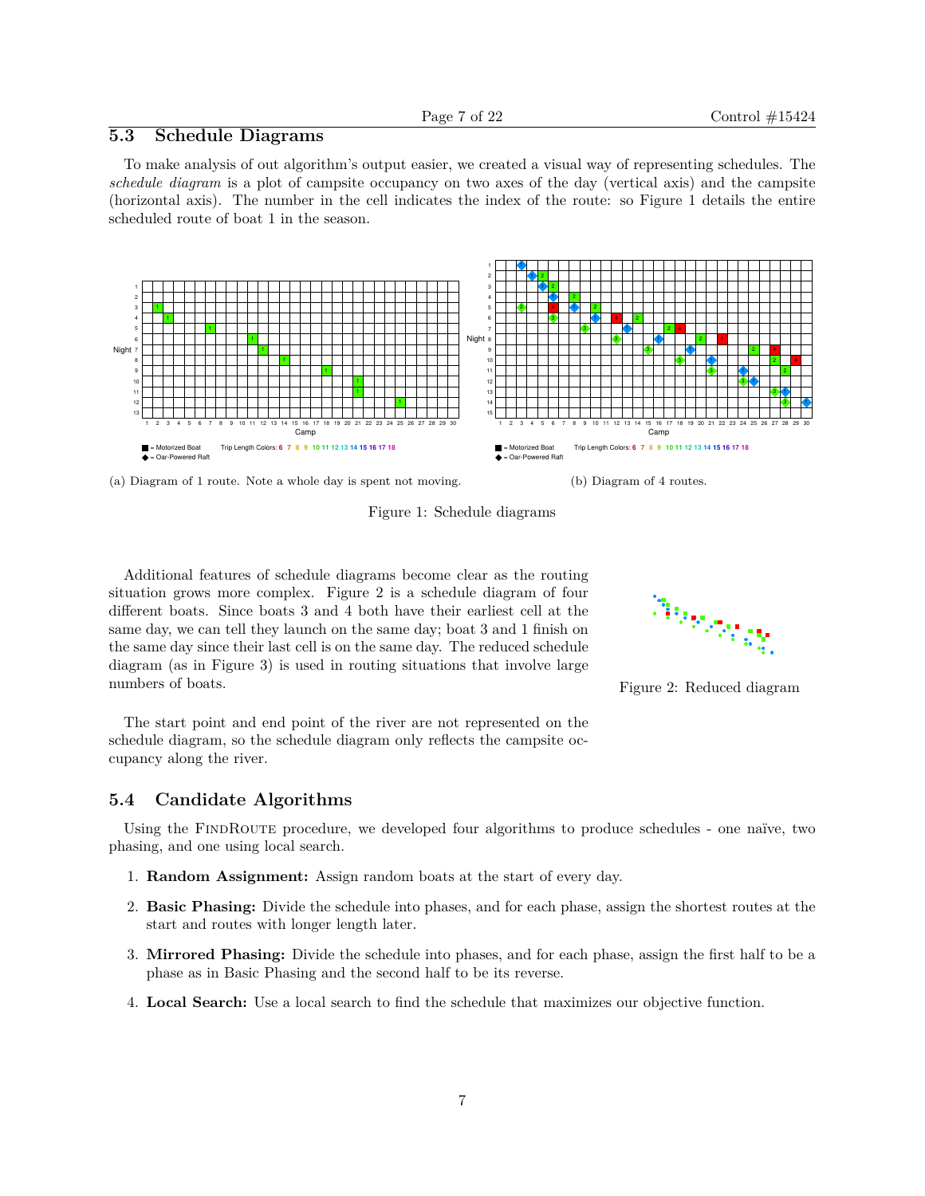## 5.3 Schedule Diagrams

To make analysis of out algorithm's output easier, we created a visual way of representing schedules. The *schedule diagram* is a plot of campsite occupancy on two axes of the day (vertical axis) and the campsite (horizontal axis). The number in the cell indicates the index of the route: so Figure 1 details the entire scheduled route of boat 1 in the season.

(a) Diagram of 1 route. Note a whole day is spent not moving.

(b) Diagram of 4 routes.

Figure 1: Schedule diagrams

Additional features of schedule diagrams become clear as the routing situation grows more complex. Figure 2 is a schedule diagram of four different boats. Since boats 3 and 4 both have their earliest cell at the same day, we can tell they launch on the same day; boat 3 and 1 finish on the same day since their last cell is on the same day. The reduced schedule diagram (as in Figure 3) is used in routing situations that involve large numbers of boats.

Figure 2: Reduced diagram

The start point and end point of the river are not represented on the schedule diagram, so the schedule diagram only reflects the campsite occupancy along the river.

## 5.4 Candidate Algorithms

Using the FindRoute procedure, we developed four algorithms to produce schedules - one naïve, two phasing, and one using local search.

1. **Random Assignment:** Assign random boats at the start of every day.
2. **Basic Phasing:** Divide the schedule into phases, and for each phase, assign the shortest routes at the start and routes with longer length later.
3. **Mirrored Phasing:** Divide the schedule into phases, and for each phase, assign the first half to be a phase as in Basic Phasing and the second half to be its reverse.
4. **Local Search:** Use a local search to find the schedule that maximizes our objective function.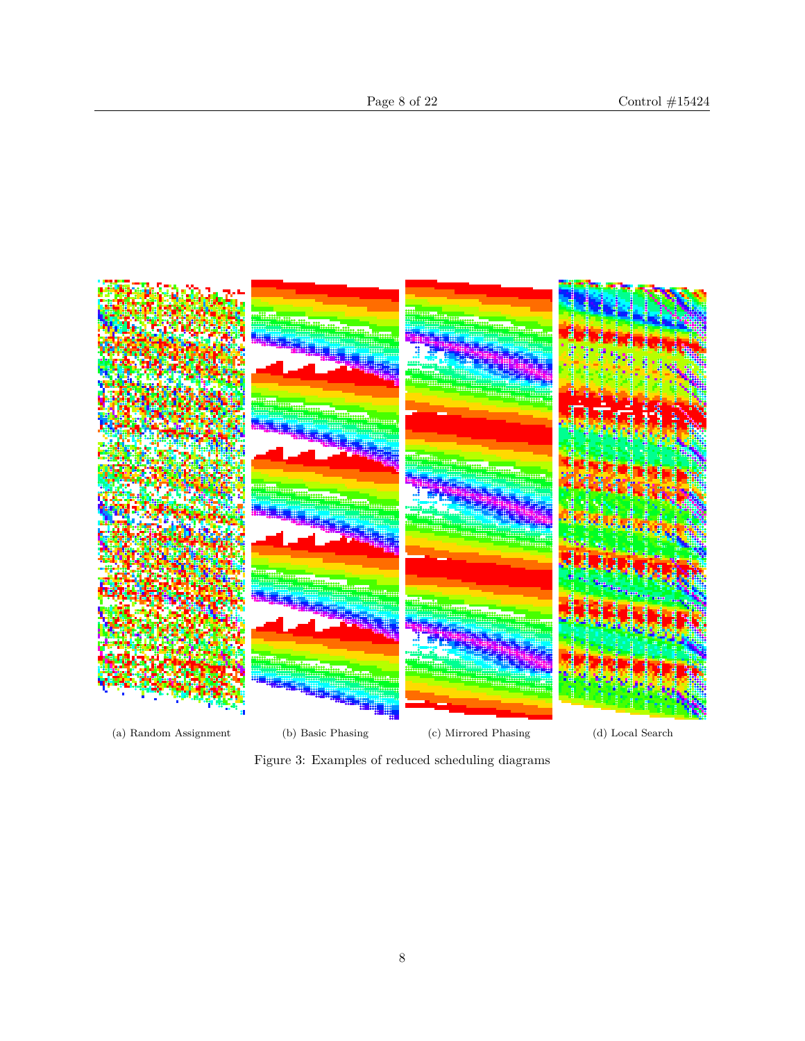(a) Random Assignment

(b) Basic Phasing

(c) Mirrored Phasing

(d) Local Search

Figure 3: Examples of reduced scheduling diagrams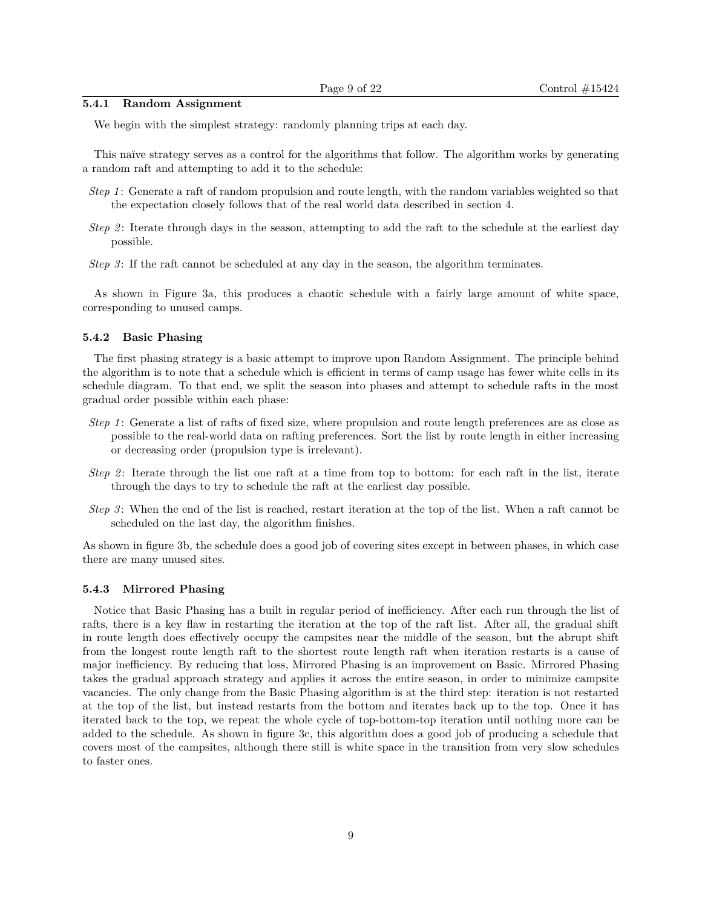### 5.4.1 Random Assignment

We begin with the simplest strategy: randomly planning trips at each day.

This naïve strategy serves as a control for the algorithms that follow. The algorithm works by generating a random raft and attempting to add it to the schedule:

*Step 1*: Generate a raft of random propulsion and route length, with the random variables weighted so that the expectation closely follows that of the real world data described in section 4.

*Step 2*: Iterate through days in the season, attempting to add the raft to the schedule at the earliest day possible.

*Step 3*: If the raft cannot be scheduled at any day in the season, the algorithm terminates.

As shown in Figure 3a, this produces a chaotic schedule with a fairly large amount of white space, corresponding to unused camps.

### 5.4.2 Basic Phasing

The first phasing strategy is a basic attempt to improve upon Random Assignment. The principle behind the algorithm is to note that a schedule which is efficient in terms of camp usage has fewer white cells in its schedule diagram. To that end, we split the season into phases and attempt to schedule rafts in the most gradual order possible within each phase:

*Step 1*: Generate a list of rafts of fixed size, where propulsion and route length preferences are as close as possible to the real-world data on rafting preferences. Sort the list by route length in either increasing or decreasing order (propulsion type is irrelevant).

*Step 2*: Iterate through the list one raft at a time from top to bottom: for each raft in the list, iterate through the days to try to schedule the raft at the earliest day possible.

*Step 3*: When the end of the list is reached, restart iteration at the top of the list. When a raft cannot be scheduled on the last day, the algorithm finishes.

As shown in figure 3b, the schedule does a good job of covering sites except in between phases, in which case there are many unused sites.

### 5.4.3 Mirrored Phasing

Notice that Basic Phasing has a built in regular period of inefficiency. After each run through the list of rafts, there is a key flaw in restarting the iteration at the top of the raft list. After all, the gradual shift in route length does effectively occupy the campsites near the middle of the season, but the abrupt shift from the longest route length raft to the shortest route length raft when iteration restarts is a cause of major inefficiency. By reducing that loss, Mirrored Phasing is an improvement on Basic. Mirrored Phasing takes the gradual approach strategy and applies it across the entire season, in order to minimize campsite vacancies. The only change from the Basic Phasing algorithm is at the third step: iteration is not restarted at the top of the list, but instead restarts from the bottom and iterates back up to the top. Once it has iterated back to the top, we repeat the whole cycle of top-bottom-top iteration until nothing more can be added to the schedule. As shown in figure 3c, this algorithm does a good job of producing a schedule that covers most of the campsites, although there still is white space in the transition from very slow schedules to faster ones.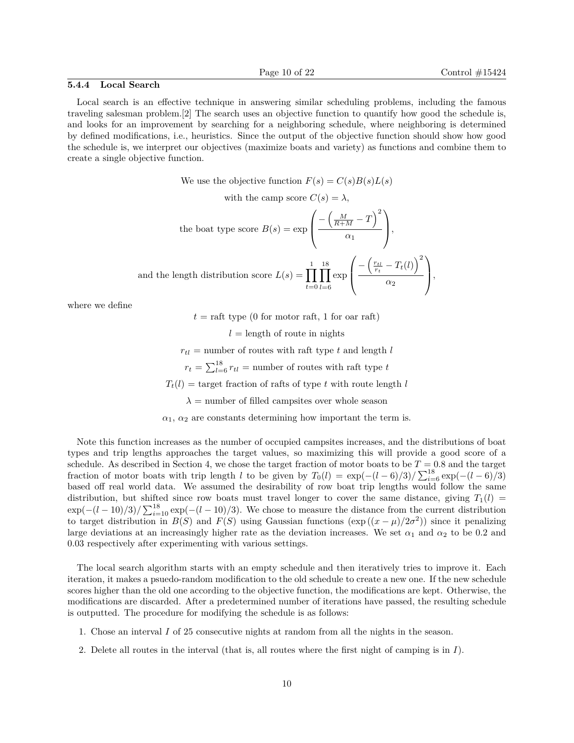### 5.4.4 Local Search

Local search is an effective technique in answering similar scheduling problems, including the famous traveling salesman problem.[2] The search uses an objective function to quantify how good the schedule is, and looks for an improvement by searching for a neighboring schedule, where neighboring is determined by defined modifications, i.e., heuristics. Since the output of the objective function should show how good the schedule is, we interpret our objectives (maximize boats and variety) as functions and combine them to create a single objective function.

We use the objective function $F(s) = C(s)B(s)L(s)$

with the camp score $C(s) = \lambda$,

$$\text{the boat type score } B(s) = \exp\left(\frac{-\left(\frac{M}{R+M} - T\right)^2}{\alpha_1}\right),$$

$$\text{and the length distribution score } L(s) = \prod_{t=0}^{1}\prod_{l=6}^{18} \exp\left(\frac{-\left(\frac{r_{tl}}{r_t} - T_t(l)\right)^2}{\alpha_2}\right),$$

where we define

$t$ = raft type (0 for motor raft, 1 for oar raft)

$l$ = length of route in nights

$r_{tl}$ = number of routes with raft type $t$ and length $l$

$r_t = \sum_{l=6}^{18} r_{tl}$ = number of routes with raft type $t$

$T_t(l)$ = target fraction of rafts of type $t$ with route length $l$

$\lambda$ = number of filled campsites over whole season

$\alpha_1$, $\alpha_2$ are constants determining how important the term is.

Note this function increases as the number of occupied campsites increases, and the distributions of boat types and trip lengths approaches the target values, so maximizing this will provide a good score of a schedule. As described in Section 4, we chose the target fraction of motor boats to be $T = 0.8$ and the target fraction of motor boats with trip length $l$ to be given by $T_0(l) = \exp(-(l-6)/3)/\sum_{i=6}^{18}\exp(-(l-6)/3)$ based off real world data. We assumed the desirability of row boat trip lengths would follow the same distribution, but shifted since row boats must travel longer to cover the same distance, giving $T_1(l) = \exp(-(l-10)/3)/\sum_{i=10}^{18}\exp(-(l-10)/3)$. We chose to measure the distance from the current distribution to target distribution in $B(S)$ and $F(S)$ using Gaussian functions ($\exp((x-\mu)/2\sigma^2)$) since it penalizing large deviations at an increasingly higher rate as the deviation increases. We set $\alpha_1$ and $\alpha_2$ to be 0.2 and 0.03 respectively after experimenting with various settings.

The local search algorithm starts with an empty schedule and then iteratively tries to improve it. Each iteration, it makes a psuedo-random modification to the old schedule to create a new one. If the new schedule scores higher than the old one according to the objective function, the modifications are kept. Otherwise, the modifications are discarded. After a predetermined number of iterations have passed, the resulting schedule is outputted. The procedure for modifying the schedule is as follows:

1. Chose an interval $I$ of 25 consecutive nights at random from all the nights in the season.
2. Delete all routes in the interval (that is, all routes where the first night of camping is in $I$).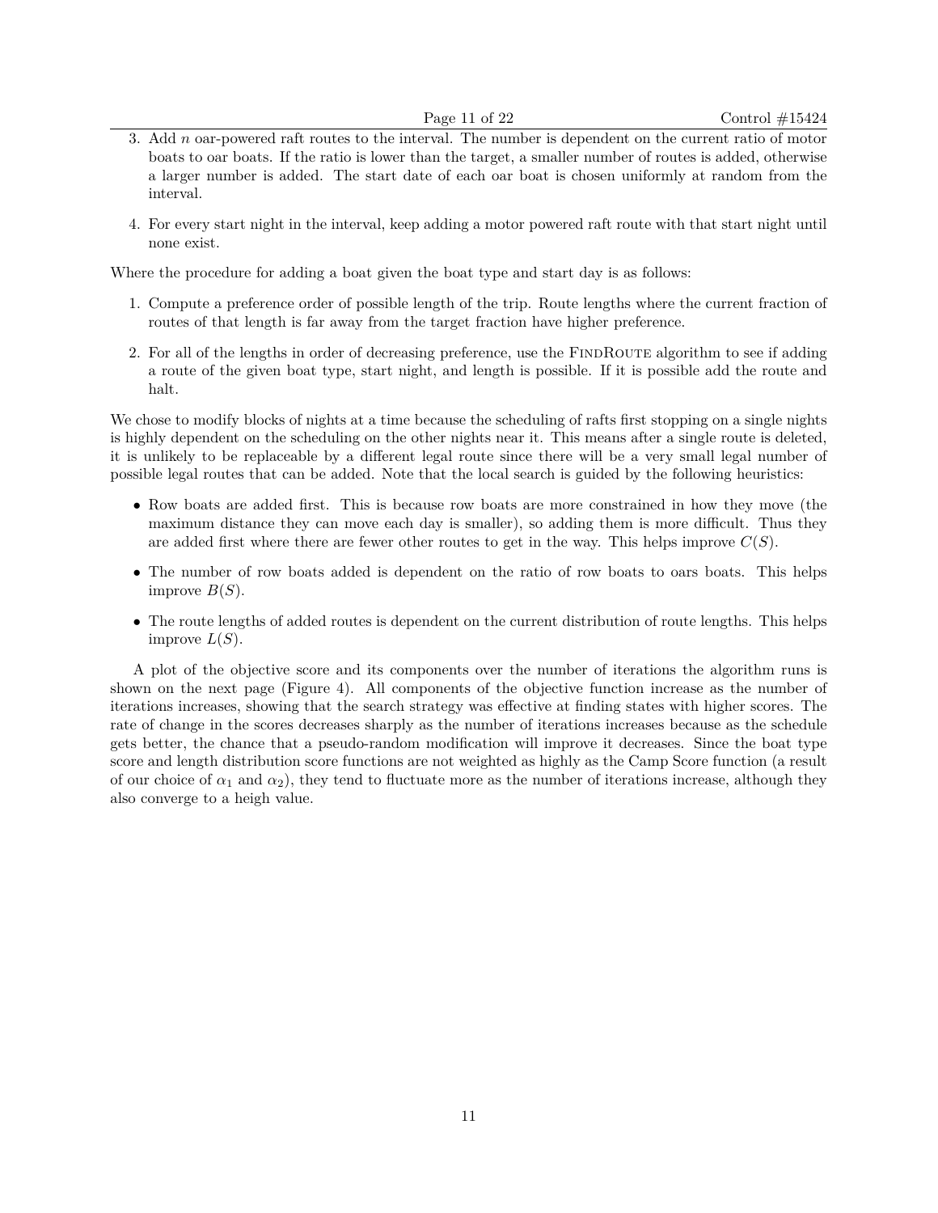3. Add $n$ oar-powered raft routes to the interval. The number is dependent on the current ratio of motor boats to oar boats. If the ratio is lower than the target, a smaller number of routes is added, otherwise a larger number is added. The start date of each oar boat is chosen uniformly at random from the interval.

4. For every start night in the interval, keep adding a motor powered raft route with that start night until none exist.

Where the procedure for adding a boat given the boat type and start day is as follows:

1. Compute a preference order of possible length of the trip. Route lengths where the current fraction of routes of that length is far away from the target fraction have higher preference.

2. For all of the lengths in order of decreasing preference, use the FindRoute algorithm to see if adding a route of the given boat type, start night, and length is possible. If it is possible add the route and halt.

We chose to modify blocks of nights at a time because the scheduling of rafts first stopping on a single nights is highly dependent on the scheduling on the other nights near it. This means after a single route is deleted, it is unlikely to be replaceable by a different legal route since there will be a very small legal number of possible legal routes that can be added. Note that the local search is guided by the following heuristics:

- Row boats are added first. This is because row boats are more constrained in how they move (the maximum distance they can move each day is smaller), so adding them is more difficult. Thus they are added first where there are fewer other routes to get in the way. This helps improve $C(S)$.

- The number of row boats added is dependent on the ratio of row boats to oars boats. This helps improve $B(S)$.

- The route lengths of added routes is dependent on the current distribution of route lengths. This helps improve $L(S)$.

A plot of the objective score and its components over the number of iterations the algorithm runs is shown on the next page (Figure 4). All components of the objective function increase as the number of iterations increases, showing that the search strategy was effective at finding states with higher scores. The rate of change in the scores decreases sharply as the number of iterations increases because as the schedule gets better, the chance that a pseudo-random modification will improve it decreases. Since the boat type score and length distribution score functions are not weighted as highly as the Camp Score function (a result of our choice of $\alpha_1$ and $\alpha_2$), they tend to fluctuate more as the number of iterations increase, although they also converge to a heigh value.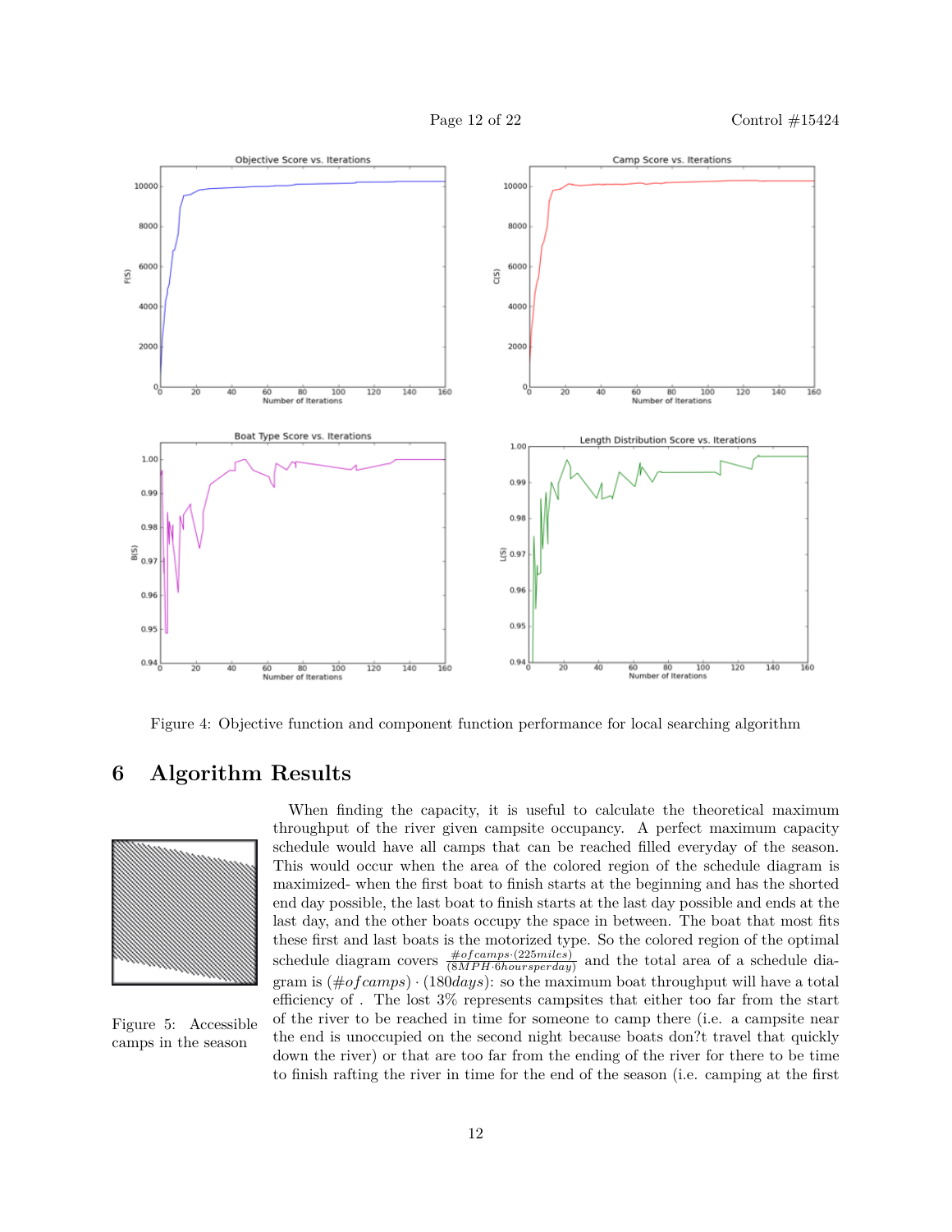Figure 4: Objective function and component function performance for local searching algorithm

# 6 Algorithm Results

Figure 5: Accessible camps in the season

When finding the capacity, it is useful to calculate the theoretical maximum throughput of the river given campsite occupancy. A perfect maximum capacity schedule would have all camps that can be reached filled everyday of the season. This would occur when the area of the colored region of the schedule diagram is maximized- when the first boat to finish starts at the beginning and has the shorted end day possible, the last boat to finish starts at the last day possible and ends at the last day, and the other boats occupy the space in between. The boat that most fits these first and last boats is the motorized type. So the colored region of the optimal schedule diagram covers $\frac{\#of camps \cdot (225 miles)}{(8MPH \cdot 6 hours per day)}$ and the total area of a schedule diagram is $(\#of camps) \cdot (180 days)$: so the maximum boat throughput will have a total efficiency of . The lost 3% represents campsites that either too far from the start of the river to be reached in time for someone to camp there (i.e. a campsite near the end is unoccupied on the second night because boats don?t travel that quickly down the river) or that are too far from the ending of the river for there to be time to finish rafting the river in time for the end of the season (i.e. camping at the first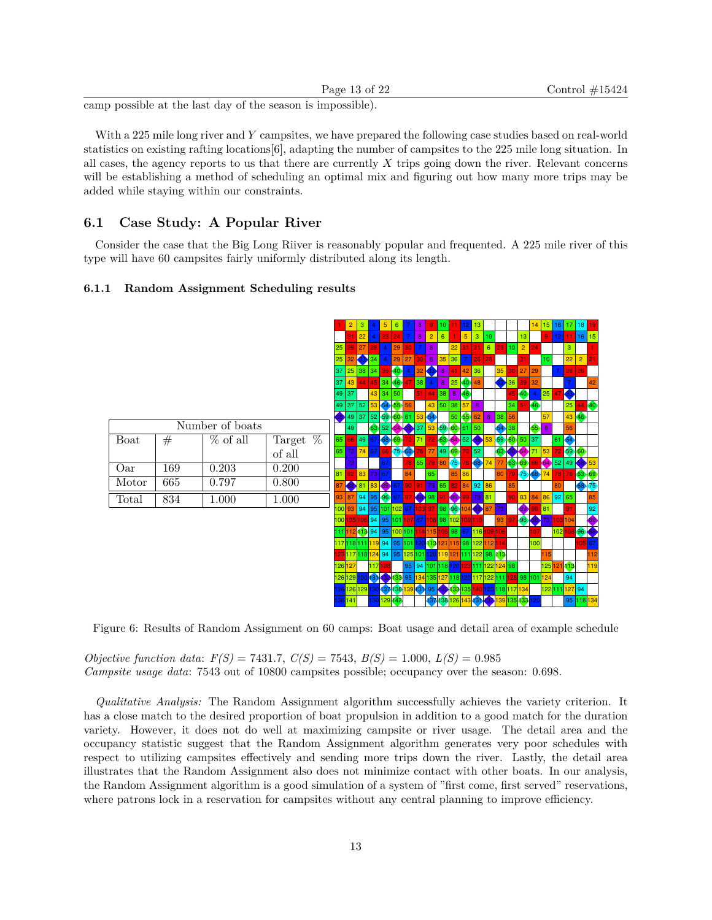camp possible at the last day of the season is impossible).

With a 225 mile long river and $Y$ campsites, we have prepared the following case studies based on real-world statistics on existing rafting locations[6], adapting the number of campsites to the 225 mile long situation. In all cases, the agency reports to us that there are currently $X$ trips going down the river. Relevant concerns will be establishing a method of scheduling an optimal mix and figuring out how many more trips may be added while staying within our constraints.

## 6.1 Case Study: A Popular River

Consider the case that the Big Long Riiver is reasonably popular and frequented. A 225 mile river of this type will have 60 campsites fairly uniformly distributed along its length.

### 6.1.1 Random Assignment Scheduling results

| Number of boats | | | |
|---|---|---|---|
| Boat | # | % of all | Target % of all |
| Oar | 169 | 0.203 | 0.200 |
| Motor | 665 | 0.797 | 0.800 |
| Total | 834 | 1.000 | 1.000 |

Figure 6: Results of Random Assignment on 60 camps: Boat usage and detail area of example schedule

*Objective function data*: $F(S) = 7431.7$, $C(S) = 7543$, $B(S) = 1.000$, $L(S) = 0.985$
*Campsite usage data*: 7543 out of 10800 campsites possible; occupancy over the season: 0.698.

*Qualitative Analysis:* The Random Assignment algorithm successfully achieves the variety criterion. It has a close match to the desired proportion of boat propulsion in addition to a good match for the duration variety. However, it does not do well at maximizing campsite or river usage. The detail area and the occupancy statistic suggest that the Random Assignment algorithm generates very poor schedules with respect to utilizing campsites effectively and sending more trips down the river. Lastly, the detail area illustrates that the Random Assignment also does not minimize contact with other boats. In our analysis, the Random Assignment algorithm is a good simulation of a system of "first come, first served" reservations, where patrons lock in a reservation for campsites without any central planning to improve efficiency.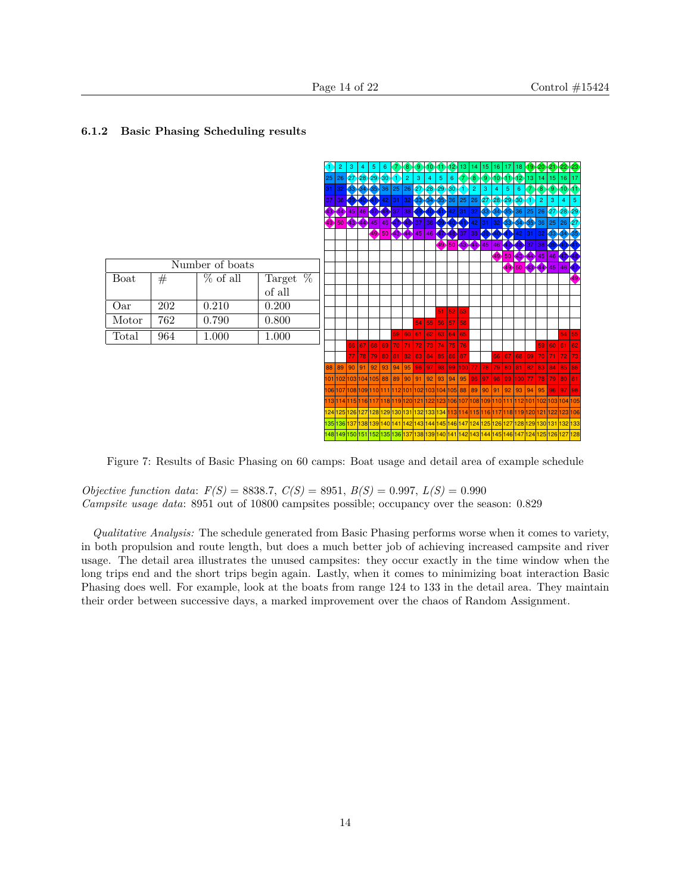### 6.1.2 Basic Phasing Scheduling results

| Number of boats | | | |
|---|---|---|---|
| Boat | # | % of all | Target % of all |
| Oar | 202 | 0.210 | 0.200 |
| Motor | 762 | 0.790 | 0.800 |
| Total | 964 | 1.000 | 1.000 |

Figure 7: Results of Basic Phasing on 60 camps: Boat usage and detail area of example schedule

*Objective function data*: $F(S) = 8838.7$, $C(S) = 8951$, $B(S) = 0.997$, $L(S) = 0.990$
*Campsite usage data*: 8951 out of 10800 campsites possible; occupancy over the season: 0.829

*Qualitative Analysis:* The schedule generated from Basic Phasing performs worse when it comes to variety, in both propulsion and route length, but does a much better job of achieving increased campsite and river usage. The detail area illustrates the unused campsites: they occur exactly in the time window when the long trips end and the short trips begin again. Lastly, when it comes to minimizing boat interaction Basic Phasing does well. For example, look at the boats from range 124 to 133 in the detail area. They maintain their order between successive days, a marked improvement over the chaos of Random Assignment.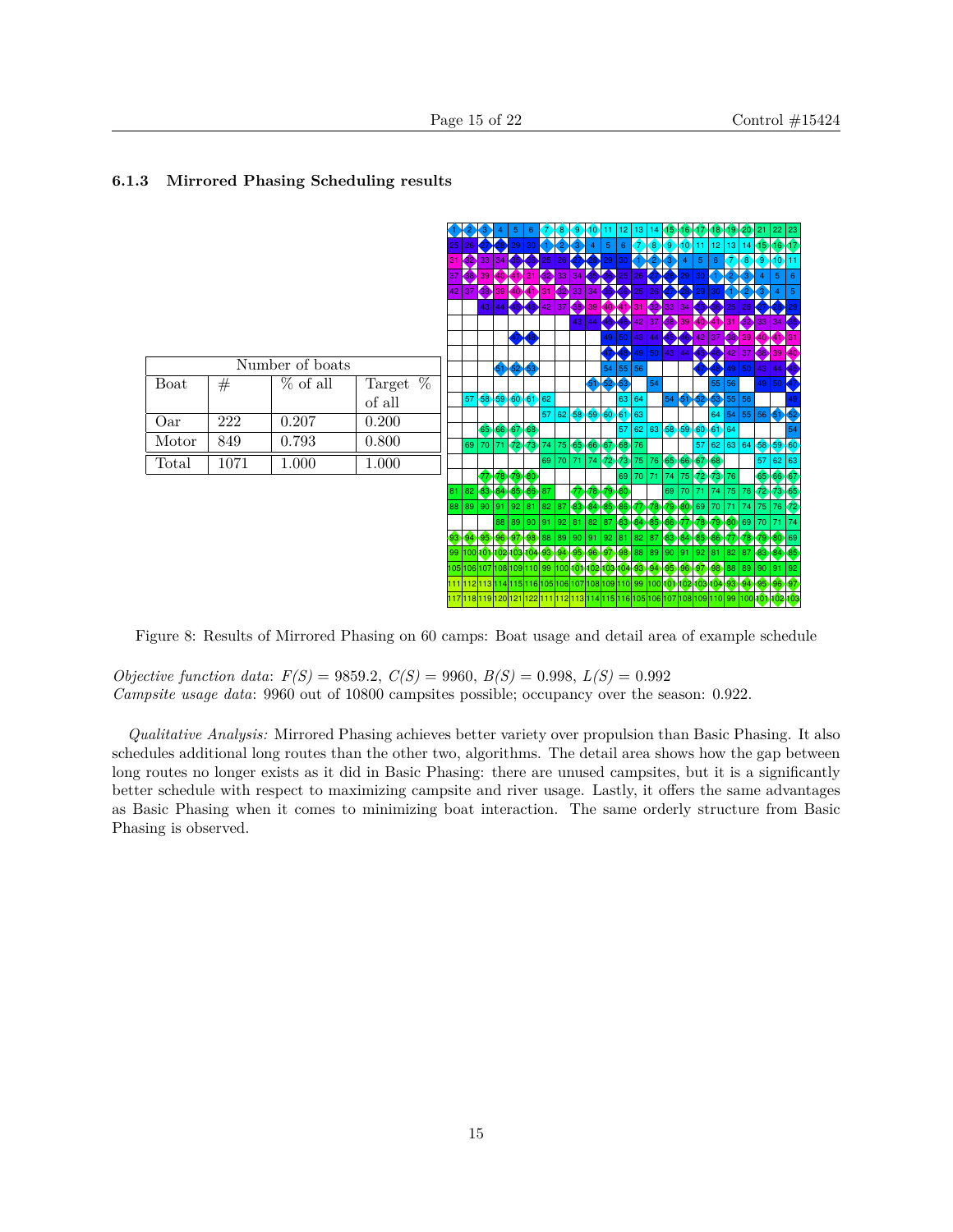### 6.1.3 Mirrored Phasing Scheduling results

| Number of boats | | | |
|---|---|---|---|
| Boat | # | % of all | Target % of all |
| Oar | 222 | 0.207 | 0.200 |
| Motor | 849 | 0.793 | 0.800 |
| Total | 1071 | 1.000 | 1.000 |

Figure 8: Results of Mirrored Phasing on 60 camps: Boat usage and detail area of example schedule

*Objective function data*: $F(S) = 9859.2$, $C(S) = 9960$, $B(S) = 0.998$, $L(S) = 0.992$
*Campsite usage data*: 9960 out of 10800 campsites possible; occupancy over the season: 0.922.

*Qualitative Analysis:* Mirrored Phasing achieves better variety over propulsion than Basic Phasing. It also schedules additional long routes than the other two, algorithms. The detail area shows how the gap between long routes no longer exists as it did in Basic Phasing: there are unused campsites, but it is a significantly better schedule with respect to maximizing campsite and river usage. Lastly, it offers the same advantages as Basic Phasing when it comes to minimizing boat interaction. The same orderly structure from Basic Phasing is observed.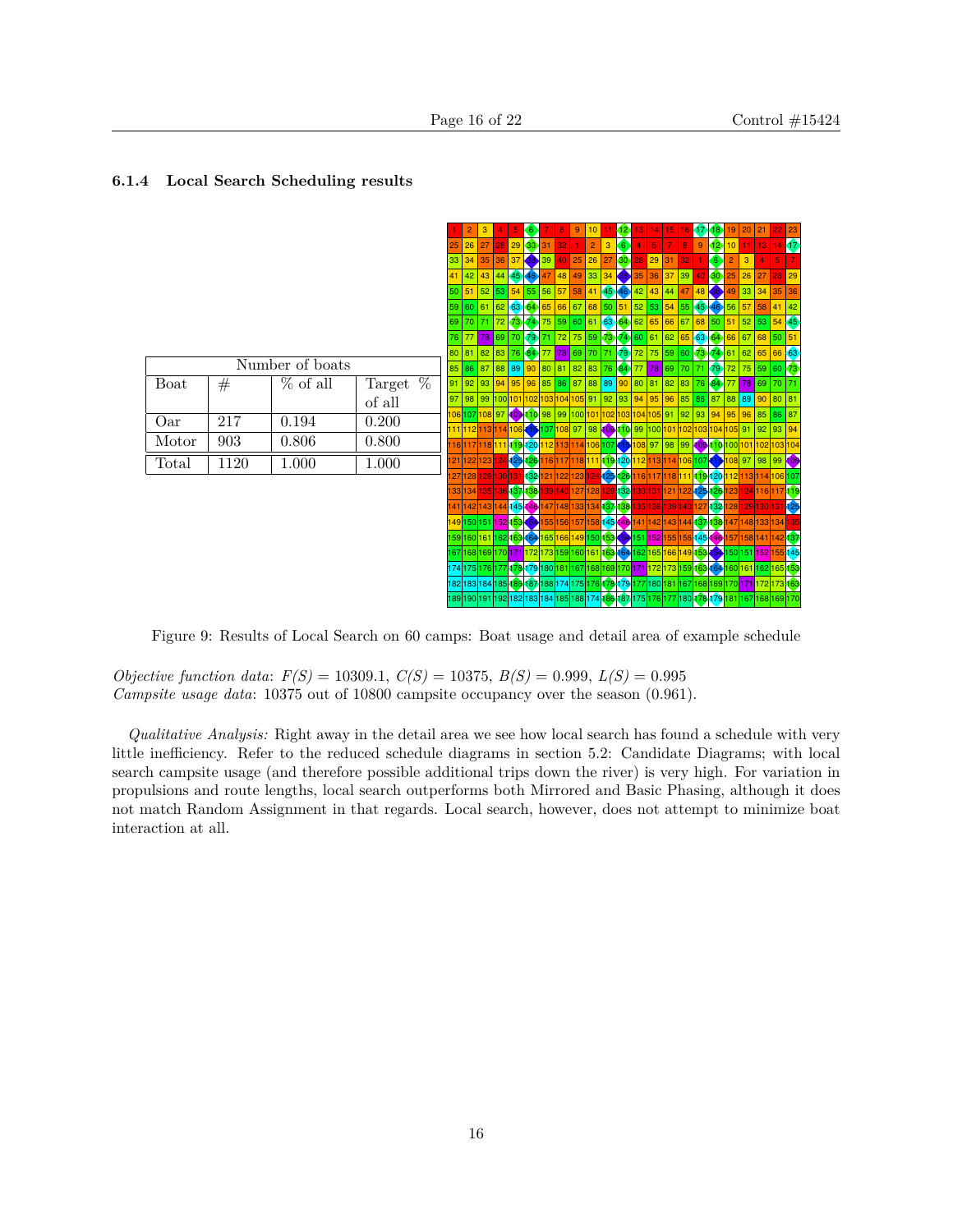### 6.1.4 Local Search Scheduling results

| Number of boats | | | |
|---|---|---|---|
| Boat | # | % of all | Target % of all |
| Oar | 217 | 0.194 | 0.200 |
| Motor | 903 | 0.806 | 0.800 |
| Total | 1120 | 1.000 | 1.000 |

Figure 9: Results of Local Search on 60 camps: Boat usage and detail area of example schedule

*Objective function data*: $F(S) = 10309.1$, $C(S) = 10375$, $B(S) = 0.999$, $L(S) = 0.995$
*Campsite usage data*: 10375 out of 10800 campsite occupancy over the season (0.961).

*Qualitative Analysis:* Right away in the detail area we see how local search has found a schedule with very little inefficiency. Refer to the reduced schedule diagrams in section 5.2: Candidate Diagrams; with local search campsite usage (and therefore possible additional trips down the river) is very high. For variation in propulsions and route lengths, local search outperforms both Mirrored and Basic Phasing, although it does not match Random Assignment in that regards. Local search, however, does not attempt to minimize boat interaction at all.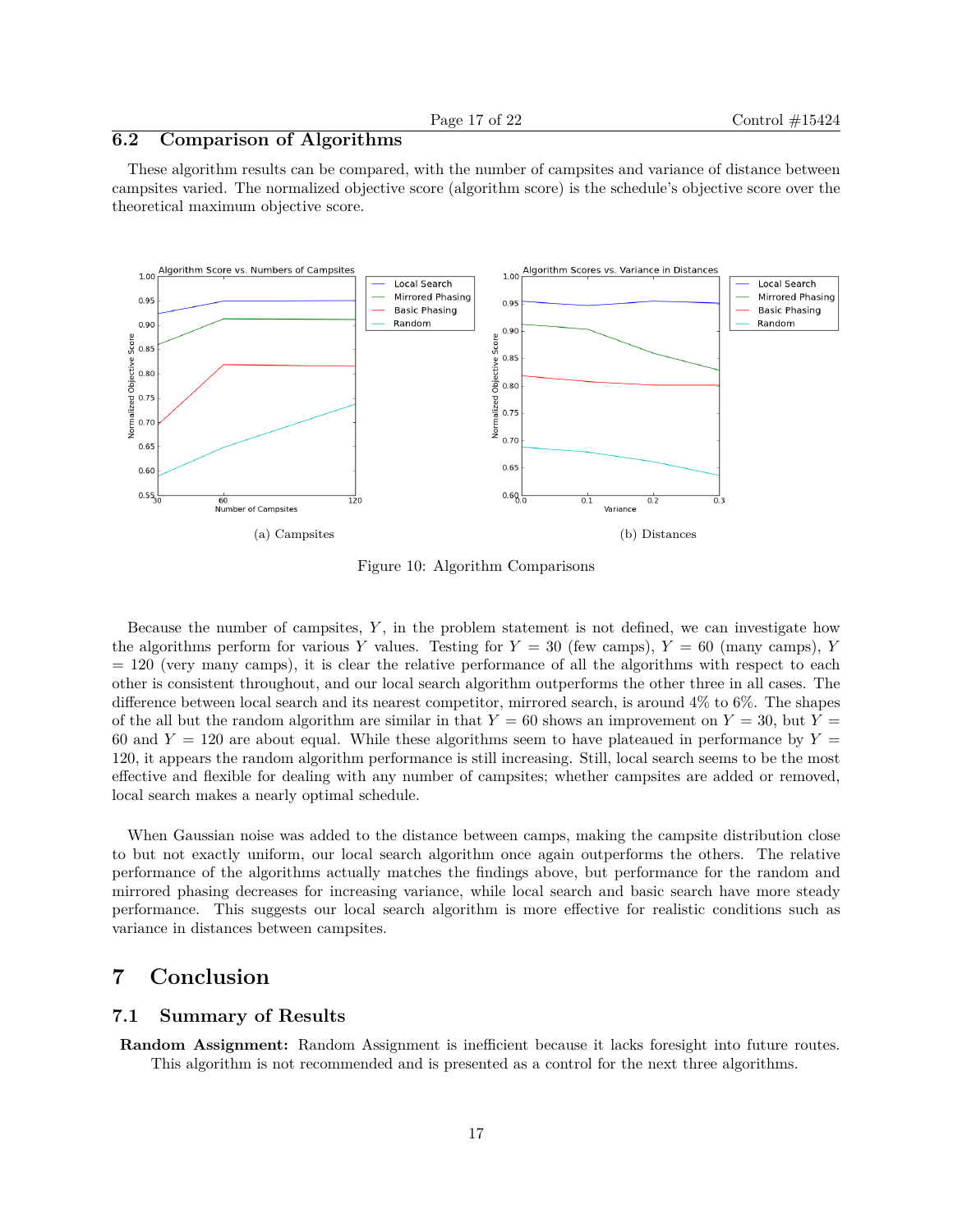## 6.2 Comparison of Algorithms

These algorithm results can be compared, with the number of campsites and variance of distance between campsites varied. The normalized objective score (algorithm score) is the schedule's objective score over the theoretical maximum objective score.

(a) Campsites

(b) Distances

Figure 10: Algorithm Comparisons

Because the number of campsites, $Y$, in the problem statement is not defined, we can investigate how the algorithms perform for various $Y$ values. Testing for $Y$ = 30 (few camps), $Y$ = 60 (many camps), $Y$ = 120 (very many camps), it is clear the relative performance of all the algorithms with respect to each other is consistent throughout, and our local search algorithm outperforms the other three in all cases. The difference between local search and its nearest competitor, mirrored search, is around 4% to 6%. The shapes of the all but the random algorithm are similar in that $Y$ = 60 shows an improvement on $Y$ = 30, but $Y$ = 60 and $Y$ = 120 are about equal. While these algorithms seem to have plateaued in performance by $Y$ = 120, it appears the random algorithm performance is still increasing. Still, local search seems to be the most effective and flexible for dealing with any number of campsites; whether campsites are added or removed, local search makes a nearly optimal schedule.

When Gaussian noise was added to the distance between camps, making the campsite distribution close to but not exactly uniform, our local search algorithm once again outperforms the others. The relative performance of the algorithms actually matches the findings above, but performance for the random and mirrored phasing decreases for increasing variance, while local search and basic search have more steady performance. This suggests our local search algorithm is more effective for realistic conditions such as variance in distances between campsites.

# 7 Conclusion

## 7.1 Summary of Results

**Random Assignment:** Random Assignment is inefficient because it lacks foresight into future routes. This algorithm is not recommended and is presented as a control for the next three algorithms.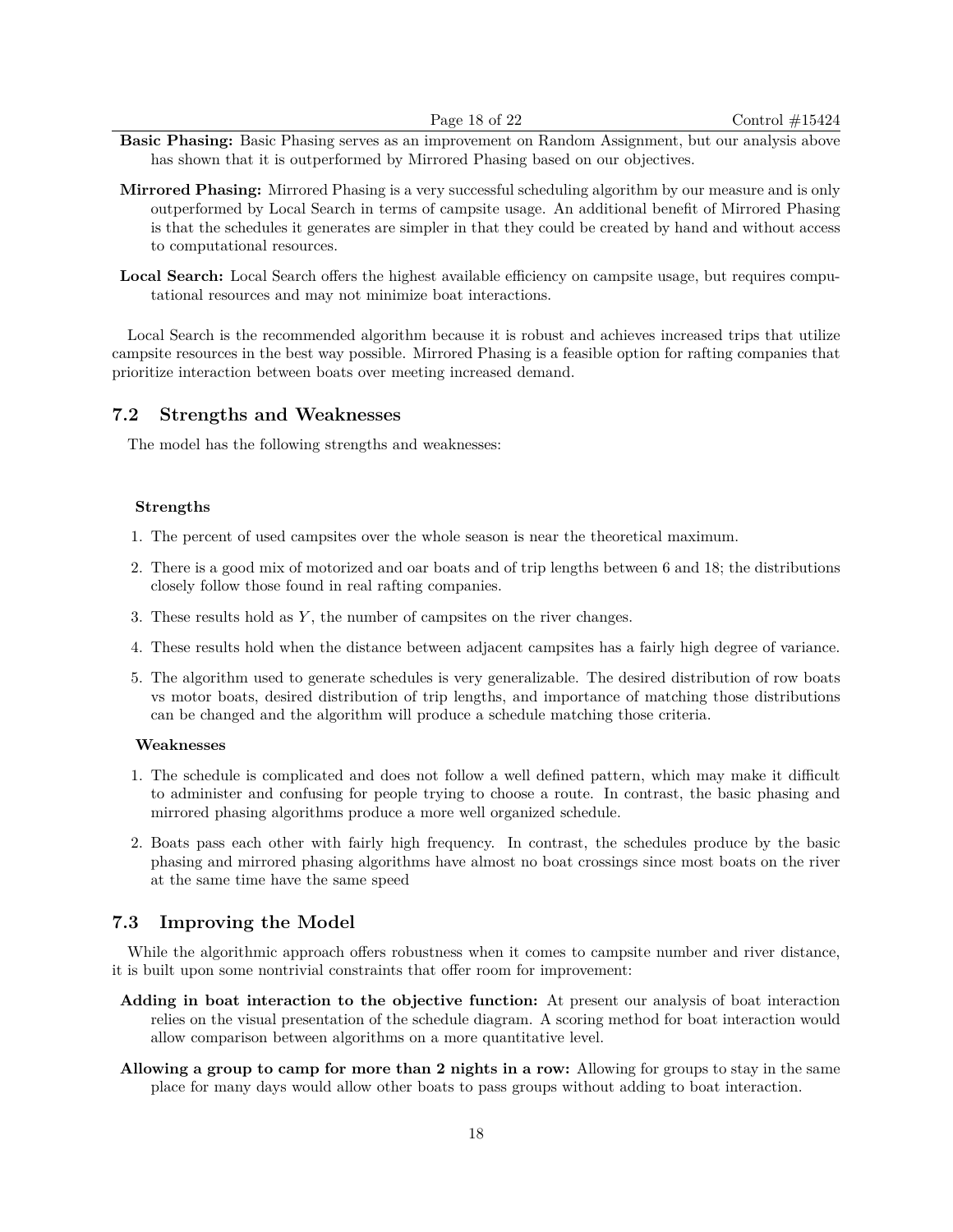**Basic Phasing:** Basic Phasing serves as an improvement on Random Assignment, but our analysis above has shown that it is outperformed by Mirrored Phasing based on our objectives.

**Mirrored Phasing:** Mirrored Phasing is a very successful scheduling algorithm by our measure and is only outperformed by Local Search in terms of campsite usage. An additional benefit of Mirrored Phasing is that the schedules it generates are simpler in that they could be created by hand and without access to computational resources.

**Local Search:** Local Search offers the highest available efficiency on campsite usage, but requires computational resources and may not minimize boat interactions.

Local Search is the recommended algorithm because it is robust and achieves increased trips that utilize campsite resources in the best way possible. Mirrored Phasing is a feasible option for rafting companies that prioritize interaction between boats over meeting increased demand.

## 7.2 Strengths and Weaknesses

The model has the following strengths and weaknesses:

**Strengths**

1. The percent of used campsites over the whole season is near the theoretical maximum.
2. There is a good mix of motorized and oar boats and of trip lengths between 6 and 18; the distributions closely follow those found in real rafting companies.
3. These results hold as $Y$, the number of campsites on the river changes.
4. These results hold when the distance between adjacent campsites has a fairly high degree of variance.
5. The algorithm used to generate schedules is very generalizable. The desired distribution of row boats vs motor boats, desired distribution of trip lengths, and importance of matching those distributions can be changed and the algorithm will produce a schedule matching those criteria.

**Weaknesses**

1. The schedule is complicated and does not follow a well defined pattern, which may make it difficult to administer and confusing for people trying to choose a route. In contrast, the basic phasing and mirrored phasing algorithms produce a more well organized schedule.
2. Boats pass each other with fairly high frequency. In contrast, the schedules produce by the basic phasing and mirrored phasing algorithms have almost no boat crossings since most boats on the river at the same time have the same speed

## 7.3 Improving the Model

While the algorithmic approach offers robustness when it comes to campsite number and river distance, it is built upon some nontrivial constraints that offer room for improvement:

**Adding in boat interaction to the objective function:** At present our analysis of boat interaction relies on the visual presentation of the schedule diagram. A scoring method for boat interaction would allow comparison between algorithms on a more quantitative level.

**Allowing a group to camp for more than 2 nights in a row:** Allowing for groups to stay in the same place for many days would allow other boats to pass groups without adding to boat interaction.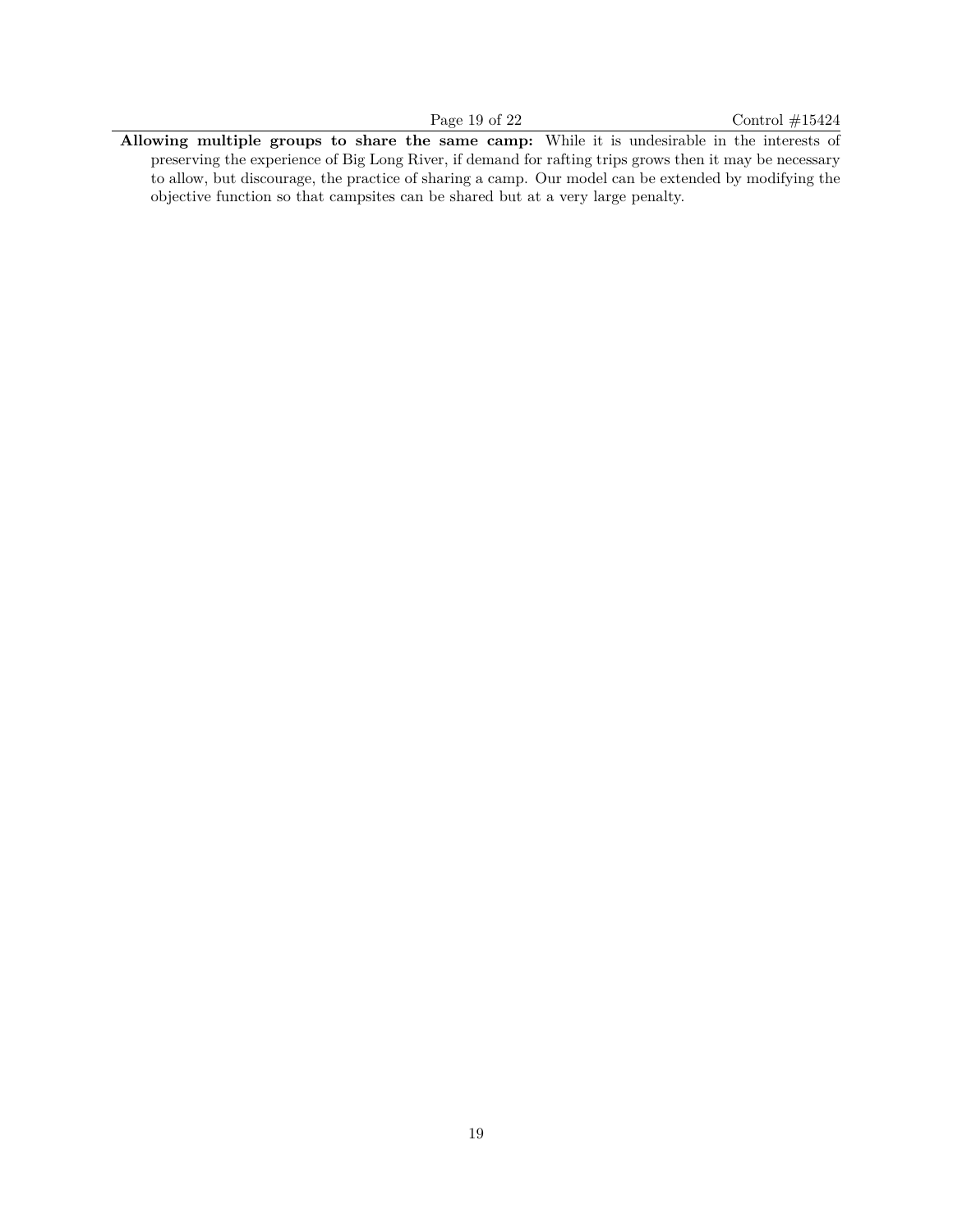**Allowing multiple groups to share the same camp:** While it is undesirable in the interests of preserving the experience of Big Long River, if demand for rafting trips grows then it may be necessary to allow, but discourage, the practice of sharing a camp. Our model can be extended by modifying the objective function so that campsites can be shared but at a very large penalty.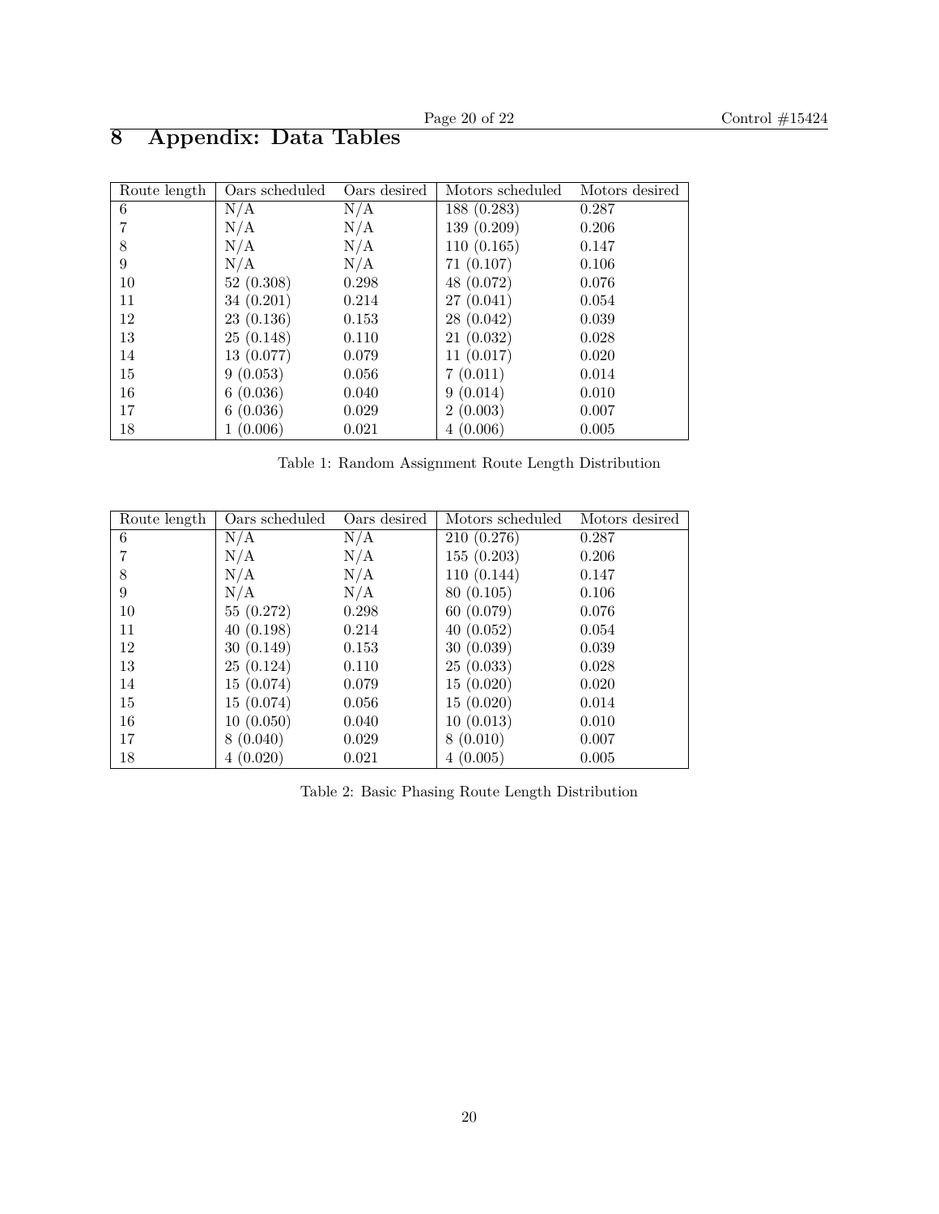# 8 Appendix: Data Tables

| Route length | Oars scheduled | Oars desired | Motors scheduled | Motors desired |
|---|---|---|---|---|
| 6 | N/A | N/A | 188 (0.283) | 0.287 |
| 7 | N/A | N/A | 139 (0.209) | 0.206 |
| 8 | N/A | N/A | 110 (0.165) | 0.147 |
| 9 | N/A | N/A | 71 (0.107) | 0.106 |
| 10 | 52 (0.308) | 0.298 | 48 (0.072) | 0.076 |
| 11 | 34 (0.201) | 0.214 | 27 (0.041) | 0.054 |
| 12 | 23 (0.136) | 0.153 | 28 (0.042) | 0.039 |
| 13 | 25 (0.148) | 0.110 | 21 (0.032) | 0.028 |
| 14 | 13 (0.077) | 0.079 | 11 (0.017) | 0.020 |
| 15 | 9 (0.053) | 0.056 | 7 (0.011) | 0.014 |
| 16 | 6 (0.036) | 0.040 | 9 (0.014) | 0.010 |
| 17 | 6 (0.036) | 0.029 | 2 (0.003) | 0.007 |
| 18 | 1 (0.006) | 0.021 | 4 (0.006) | 0.005 |

Table 1: Random Assignment Route Length Distribution

| Route length | Oars scheduled | Oars desired | Motors scheduled | Motors desired |
|---|---|---|---|---|
| 6 | N/A | N/A | 210 (0.276) | 0.287 |
| 7 | N/A | N/A | 155 (0.203) | 0.206 |
| 8 | N/A | N/A | 110 (0.144) | 0.147 |
| 9 | N/A | N/A | 80 (0.105) | 0.106 |
| 10 | 55 (0.272) | 0.298 | 60 (0.079) | 0.076 |
| 11 | 40 (0.198) | 0.214 | 40 (0.052) | 0.054 |
| 12 | 30 (0.149) | 0.153 | 30 (0.039) | 0.039 |
| 13 | 25 (0.124) | 0.110 | 25 (0.033) | 0.028 |
| 14 | 15 (0.074) | 0.079 | 15 (0.020) | 0.020 |
| 15 | 15 (0.074) | 0.056 | 15 (0.020) | 0.014 |
| 16 | 10 (0.050) | 0.040 | 10 (0.013) | 0.010 |
| 17 | 8 (0.040) | 0.029 | 8 (0.010) | 0.007 |
| 18 | 4 (0.020) | 0.021 | 4 (0.005) | 0.005 |

Table 2: Basic Phasing Route Length Distribution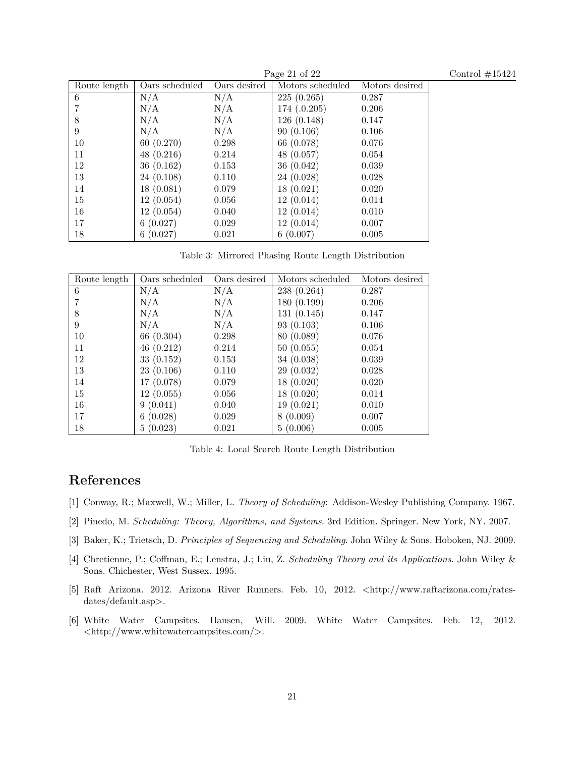| Route length | Oars scheduled | Oars desired | Motors scheduled | Motors desired |
|---|---|---|---|---|
| 6 | N/A | N/A | 225 (0.265) | 0.287 |
| 7 | N/A | N/A | 174 (.0.205) | 0.206 |
| 8 | N/A | N/A | 126 (0.148) | 0.147 |
| 9 | N/A | N/A | 90 (0.106) | 0.106 |
| 10 | 60 (0.270) | 0.298 | 66 (0.078) | 0.076 |
| 11 | 48 (0.216) | 0.214 | 48 (0.057) | 0.054 |
| 12 | 36 (0.162) | 0.153 | 36 (0.042) | 0.039 |
| 13 | 24 (0.108) | 0.110 | 24 (0.028) | 0.028 |
| 14 | 18 (0.081) | 0.079 | 18 (0.021) | 0.020 |
| 15 | 12 (0.054) | 0.056 | 12 (0.014) | 0.014 |
| 16 | 12 (0.054) | 0.040 | 12 (0.014) | 0.010 |
| 17 | 6 (0.027) | 0.029 | 12 (0.014) | 0.007 |
| 18 | 6 (0.027) | 0.021 | 6 (0.007) | 0.005 |

Table 3: Mirrored Phasing Route Length Distribution

| Route length | Oars scheduled | Oars desired | Motors scheduled | Motors desired |
|---|---|---|---|---|
| 6 | N/A | N/A | 238 (0.264) | 0.287 |
| 7 | N/A | N/A | 180 (0.199) | 0.206 |
| 8 | N/A | N/A | 131 (0.145) | 0.147 |
| 9 | N/A | N/A | 93 (0.103) | 0.106 |
| 10 | 66 (0.304) | 0.298 | 80 (0.089) | 0.076 |
| 11 | 46 (0.212) | 0.214 | 50 (0.055) | 0.054 |
| 12 | 33 (0.152) | 0.153 | 34 (0.038) | 0.039 |
| 13 | 23 (0.106) | 0.110 | 29 (0.032) | 0.028 |
| 14 | 17 (0.078) | 0.079 | 18 (0.020) | 0.020 |
| 15 | 12 (0.055) | 0.056 | 18 (0.020) | 0.014 |
| 16 | 9 (0.041) | 0.040 | 19 (0.021) | 0.010 |
| 17 | 6 (0.028) | 0.029 | 8 (0.009) | 0.007 |
| 18 | 5 (0.023) | 0.021 | 5 (0.006) | 0.005 |

Table 4: Local Search Route Length Distribution

# References

[1] Conway, R.; Maxwell, W.; Miller, L. *Theory of Scheduling*: Addison-Wesley Publishing Company. 1967.

[2] Pinedo, M. *Scheduling: Theory, Algorithms, and Systems*. 3rd Edition. Springer. New York, NY. 2007.

[3] Baker, K.; Trietsch, D. *Principles of Sequencing and Scheduling*. John Wiley & Sons. Hoboken, NJ. 2009.

[4] Chretienne, P.; Coffman, E.; Lenstra, J.; Liu, Z. *Scheduling Theory and its Applications*. John Wiley & Sons. Chichester, West Sussex. 1995.

[5] Raft Arizona. 2012. Arizona River Runners. Feb. 10, 2012. <http://www.raftarizona.com/rates-dates/default.asp>.

[6] White Water Campsites. Hansen, Will. 2009. White Water Campsites. Feb. 12, 2012. <http://www.whitewatercampsites.com/>.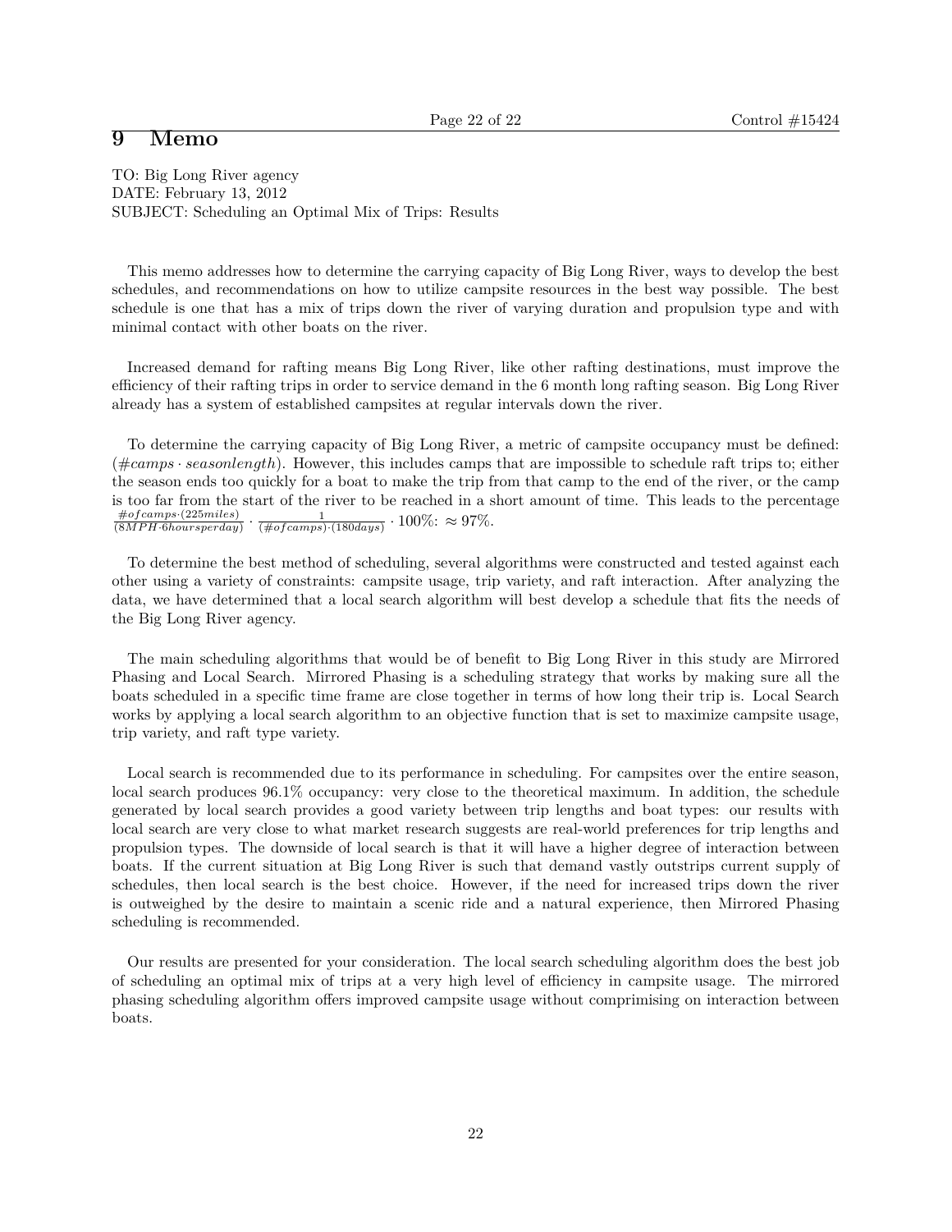# 9 Memo

TO: Big Long River agency
DATE: February 13, 2012
SUBJECT: Scheduling an Optimal Mix of Trips: Results

This memo addresses how to determine the carrying capacity of Big Long River, ways to develop the best schedules, and recommendations on how to utilize campsite resources in the best way possible. The best schedule is one that has a mix of trips down the river of varying duration and propulsion type and with minimal contact with other boats on the river.

Increased demand for rafting means Big Long River, like other rafting destinations, must improve the efficiency of their rafting trips in order to service demand in the 6 month long rafting season. Big Long River already has a system of established campsites at regular intervals down the river.

To determine the carrying capacity of Big Long River, a metric of campsite occupancy must be defined: $(\#camps \cdot seasonlength)$. However, this includes camps that are impossible to schedule raft trips to; either the season ends too quickly for a boat to make the trip from that camp to the end of the river, or the camp is too far from the start of the river to be reached in a short amount of time. This leads to the percentage $\frac{\#ofcamps \cdot (225miles)}{(8MPH \cdot 6hoursperday)} \cdot \frac{1}{(\#ofcamps) \cdot (180days)} \cdot 100\%$: $\approx 97\%$.

To determine the best method of scheduling, several algorithms were constructed and tested against each other using a variety of constraints: campsite usage, trip variety, and raft interaction. After analyzing the data, we have determined that a local search algorithm will best develop a schedule that fits the needs of the Big Long River agency.

The main scheduling algorithms that would be of benefit to Big Long River in this study are Mirrored Phasing and Local Search. Mirrored Phasing is a scheduling strategy that works by making sure all the boats scheduled in a specific time frame are close together in terms of how long their trip is. Local Search works by applying a local search algorithm to an objective function that is set to maximize campsite usage, trip variety, and raft type variety.

Local search is recommended due to its performance in scheduling. For campsites over the entire season, local search produces 96.1% occupancy: very close to the theoretical maximum. In addition, the schedule generated by local search provides a good variety between trip lengths and boat types: our results with local search are very close to what market research suggests are real-world preferences for trip lengths and propulsion types. The downside of local search is that it will have a higher degree of interaction between boats. If the current situation at Big Long River is such that demand vastly outstrips current supply of schedules, then local search is the best choice. However, if the need for increased trips down the river is outweighed by the desire to maintain a scenic ride and a natural experience, then Mirrored Phasing scheduling is recommended.

Our results are presented for your consideration. The local search scheduling algorithm does the best job of scheduling an optimal mix of trips at a very high level of efficiency in campsite usage. The mirrored phasing scheduling algorithm offers improved campsite usage without comprimising on interaction between boats.